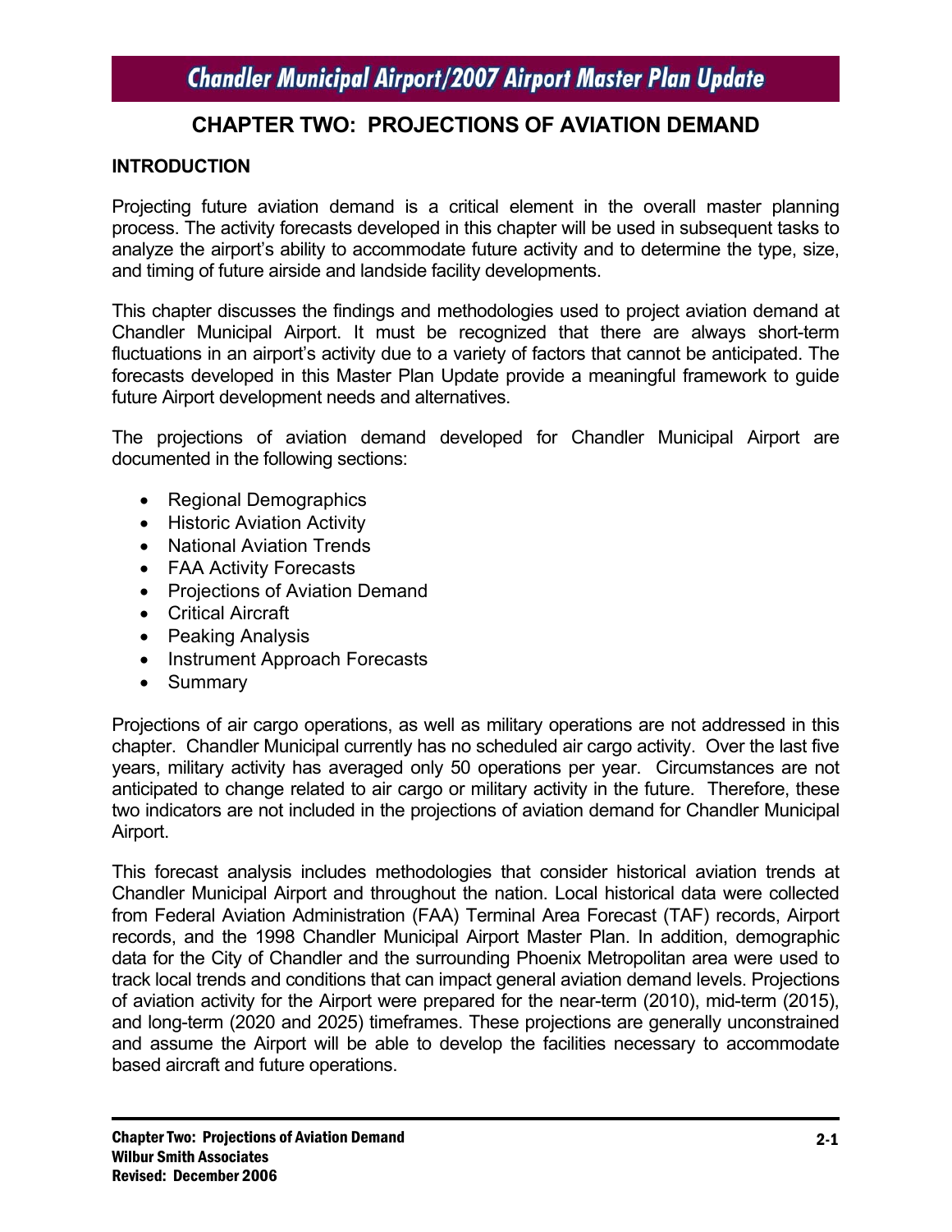# CHAPTER TWO: PROJECTIONS OF AVIATION DEMAND

## INTRODUCTION

Projecting future aviation demand is a critical element in the overall master planning process. The activity forecasts developed in this chapter will be used in subsequent tasks to analyze the airport's ability to accommodate future activity and to determine the type, size, and timing of future airside and landside facility developments.

This chapter discusses the findings and methodologies used to project aviation demand at Chandler Municipal Airport. It must be recognized that there are always short-term fluctuations in an airport's activity due to a variety of factors that cannot be anticipated. The forecasts developed in this Master Plan Update provide a meaningful framework to guide future Airport development needs and alternatives.

The projections of aviation demand developed for Chandler Municipal Airport are documented in the following sections:

- Regional Demographics
- Historic Aviation Activity
- National Aviation Trends
- FAA Activity Forecasts
- Projections of Aviation Demand
- Critical Aircraft
- Peaking Analysis
- Instrument Approach Forecasts
- Summary

Projections of air cargo operations, as well as military operations are not addressed in this chapter. Chandler Municipal currently has no scheduled air cargo activity. Over the last five years, military activity has averaged only 50 operations per year. Circumstances are not anticipated to change related to air cargo or military activity in the future. Therefore, these two indicators are not included in the projections of aviation demand for Chandler Municipal Airport.

This forecast analysis includes methodologies that consider historical aviation trends at Chandler Municipal Airport and throughout the nation. Local historical data were collected from Federal Aviation Administration (FAA) Terminal Area Forecast (TAF) records, Airport records, and the 1998 Chandler Municipal Airport Master Plan. In addition, demographic data for the City of Chandler and the surrounding Phoenix Metropolitan area were used to track local trends and conditions that can impact general aviation demand levels. Projections of aviation activity for the Airport were prepared for the near-term (2010), mid-term (2015), and long-term (2020 and 2025) timeframes. These projections are generally unconstrained and assume the Airport will be able to develop the facilities necessary to accommodate based aircraft and future operations.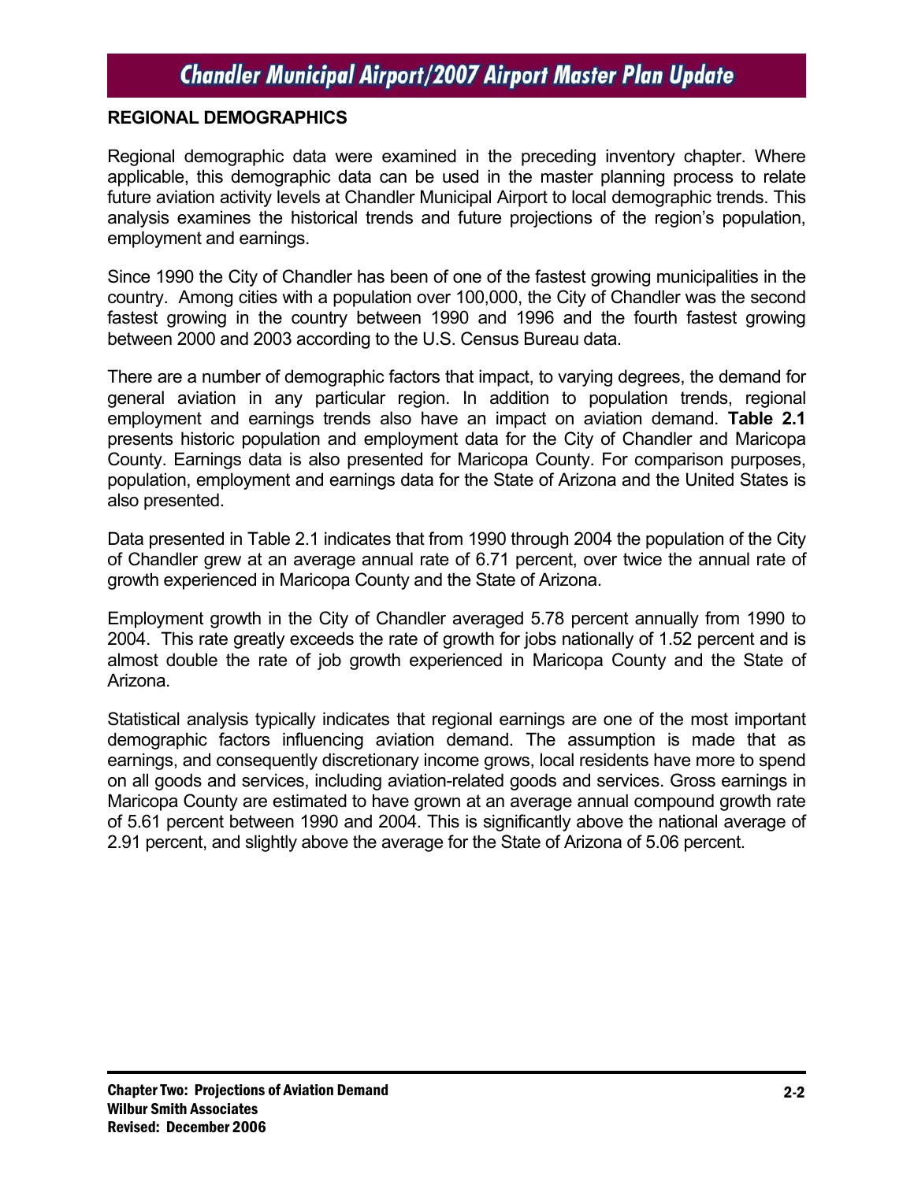## REGIONAL DEMOGRAPHICS

Regional demographic data were examined in the preceding inventory chapter. Where applicable, this demographic data can be used in the master planning process to relate future aviation activity levels at Chandler Municipal Airport to local demographic trends. This analysis examines the historical trends and future projections of the region's population, employment and earnings.

Since 1990 the City of Chandler has been of one of the fastest growing municipalities in the country. Among cities with a population over 100,000, the City of Chandler was the second fastest growing in the country between 1990 and 1996 and the fourth fastest growing between 2000 and 2003 according to the U.S. Census Bureau data.

There are a number of demographic factors that impact, to varying degrees, the demand for general aviation in any particular region. In addition to population trends, regional employment and earnings trends also have an impact on aviation demand. **Table 2.1** presents historic population and employment data for the City of Chandler and Maricopa County. Earnings data is also presented for Maricopa County. For comparison purposes, population, employment and earnings data for the State of Arizona and the United States is also presented.

Data presented in Table 2.1 indicates that from 1990 through 2004 the population of the City of Chandler grew at an average annual rate of 6.71 percent, over twice the annual rate of growth experienced in Maricopa County and the State of Arizona.

Employment growth in the City of Chandler averaged 5.78 percent annually from 1990 to 2004. This rate greatly exceeds the rate of growth for jobs nationally of 1.52 percent and is almost double the rate of job growth experienced in Maricopa County and the State of Arizona.

Statistical analysis typically indicates that regional earnings are one of the most important demographic factors influencing aviation demand. The assumption is made that as earnings, and consequently discretionary income grows, local residents have more to spend on all goods and services, including aviation-related goods and services. Gross earnings in Maricopa County are estimated to have grown at an average annual compound growth rate of 5.61 percent between 1990 and 2004. This is significantly above the national average of 2.91 percent, and slightly above the average for the State of Arizona of 5.06 percent.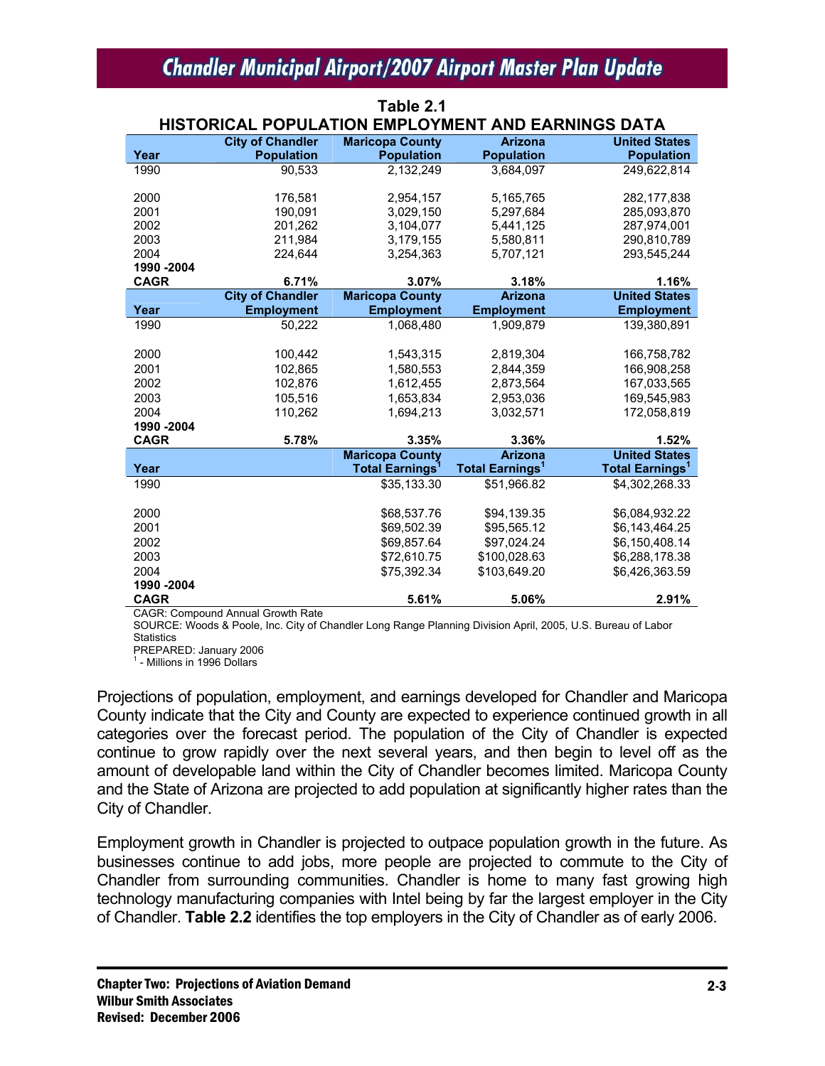**Table 2.1**
**HISTORICAL POPULATION EMPLOYMENT AND EARNINGS DATA**

| Year | City of Chandler Population | Maricopa County Population | Arizona Population | United States Population |
|---|---|---|---|---|
| 1990 | 90,533 | 2,132,249 | 3,684,097 | 249,622,814 |
| 2000 | 176,581 | 2,954,157 | 5,165,765 | 282,177,838 |
| 2001 | 190,091 | 3,029,150 | 5,297,684 | 285,093,870 |
| 2002 | 201,262 | 3,104,077 | 5,441,125 | 287,974,001 |
| 2003 | 211,984 | 3,179,155 | 5,580,811 | 290,810,789 |
| 2004 | 224,644 | 3,254,363 | 5,707,121 | 293,545,244 |
| **1990 -2004 CAGR** | **6.71%** | **3.07%** | **3.18%** | **1.16%** |
| **Year** | **City of Chandler Employment** | **Maricopa County Employment** | **Arizona Employment** | **United States Employment** |
| 1990 | 50,222 | 1,068,480 | 1,909,879 | 139,380,891 |
| 2000 | 100,442 | 1,543,315 | 2,819,304 | 166,758,782 |
| 2001 | 102,865 | 1,580,553 | 2,844,359 | 166,908,258 |
| 2002 | 102,876 | 1,612,455 | 2,873,564 | 167,033,565 |
| 2003 | 105,516 | 1,653,834 | 2,953,036 | 169,545,983 |
| 2004 | 110,262 | 1,694,213 | 3,032,571 | 172,058,819 |
| **1990 -2004 CAGR** | **5.78%** | **3.35%** | **3.36%** | **1.52%** |
| **Year** | | **Maricopa County Total Earnings[1]** | **Arizona Total Earnings[1]** | **United States Total Earnings[1]** |
| 1990 | | $35,133.30 | $51,966.82 | $4,302,268.33 |
| 2000 | | $68,537.76 | $94,139.35 | $6,084,932.22 |
| 2001 | | $69,502.39 | $95,565.12 | $6,143,464.25 |
| 2002 | | $69,857.64 | $97,024.24 | $6,150,408.14 |
| 2003 | | $72,610.75 | $100,028.63 | $6,288,178.38 |
| 2004 | | $75,392.34 | $103,649.20 | $6,426,363.59 |
| **1990 -2004 CAGR** | | **5.61%** | **5.06%** | **2.91%** |

CAGR: Compound Annual Growth Rate
SOURCE: Woods & Poole, Inc. City of Chandler Long Range Planning Division April, 2005, U.S. Bureau of Labor Statistics
PREPARED: January 2006
[1] - Millions in 1996 Dollars

Projections of population, employment, and earnings developed for Chandler and Maricopa County indicate that the City and County are expected to experience continued growth in all categories over the forecast period. The population of the City of Chandler is expected continue to grow rapidly over the next several years, and then begin to level off as the amount of developable land within the City of Chandler becomes limited. Maricopa County and the State of Arizona are projected to add population at significantly higher rates than the City of Chandler.

Employment growth in Chandler is projected to outpace population growth in the future. As businesses continue to add jobs, more people are projected to commute to the City of Chandler from surrounding communities. Chandler is home to many fast growing high technology manufacturing companies with Intel being by far the largest employer in the City of Chandler. **Table 2.2** identifies the top employers in the City of Chandler as of early 2006.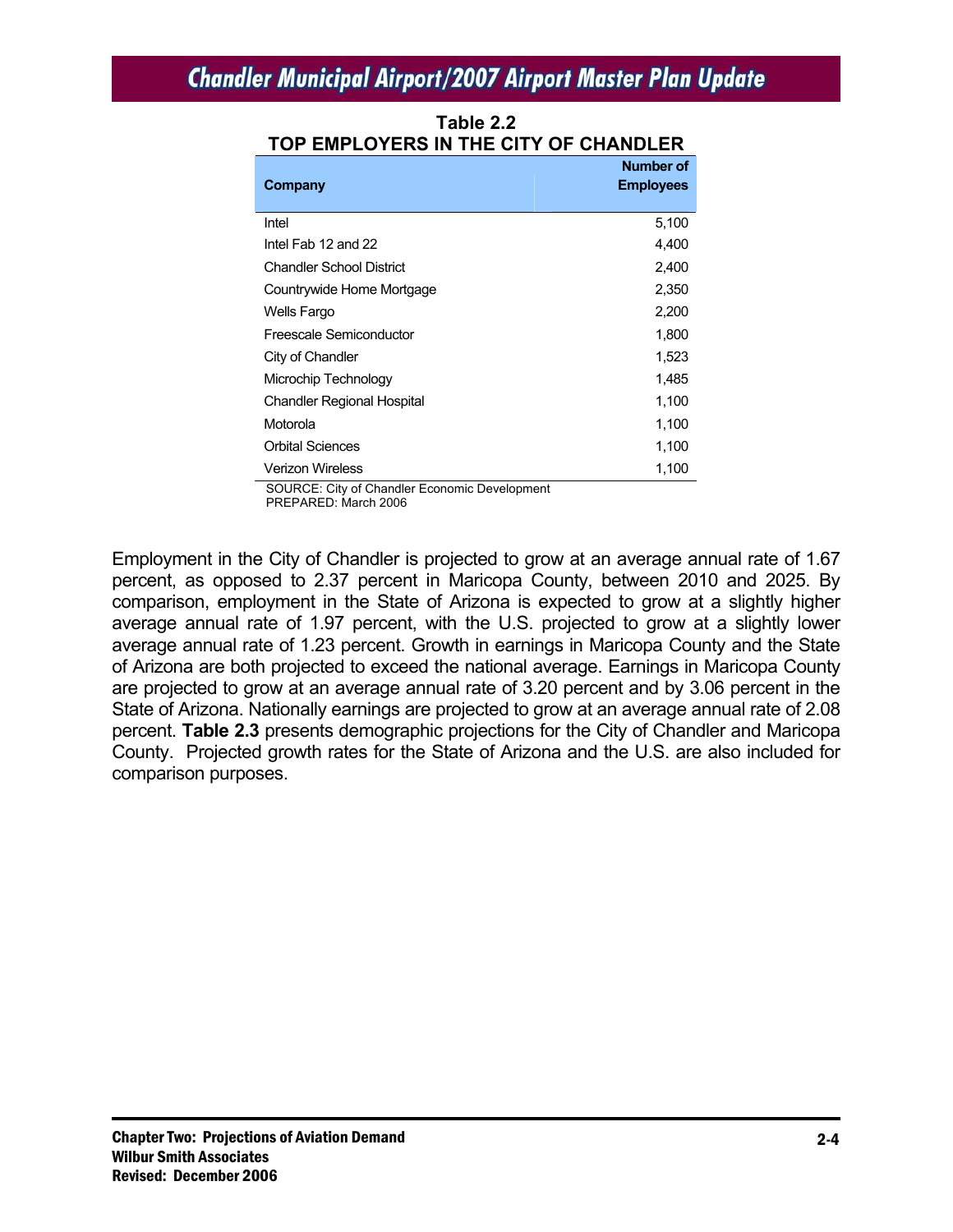**Table 2.2**
**TOP EMPLOYERS IN THE CITY OF CHANDLER**

| Company | Number of Employees |
|---|---:|
| Intel | 5,100 |
| Intel Fab 12 and 22 | 4,400 |
| Chandler School District | 2,400 |
| Countrywide Home Mortgage | 2,350 |
| Wells Fargo | 2,200 |
| Freescale Semiconductor | 1,800 |
| City of Chandler | 1,523 |
| Microchip Technology | 1,485 |
| Chandler Regional Hospital | 1,100 |
| Motorola | 1,100 |
| Orbital Sciences | 1,100 |
| Verizon Wireless | 1,100 |

SOURCE: City of Chandler Economic Development
PREPARED: March 2006

Employment in the City of Chandler is projected to grow at an average annual rate of 1.67 percent, as opposed to 2.37 percent in Maricopa County, between 2010 and 2025. By comparison, employment in the State of Arizona is expected to grow at a slightly higher average annual rate of 1.97 percent, with the U.S. projected to grow at a slightly lower average annual rate of 1.23 percent. Growth in earnings in Maricopa County and the State of Arizona are both projected to exceed the national average. Earnings in Maricopa County are projected to grow at an average annual rate of 3.20 percent and by 3.06 percent in the State of Arizona. Nationally earnings are projected to grow at an average annual rate of 2.08 percent. **Table 2.3** presents demographic projections for the City of Chandler and Maricopa County. Projected growth rates for the State of Arizona and the U.S. are also included for comparison purposes.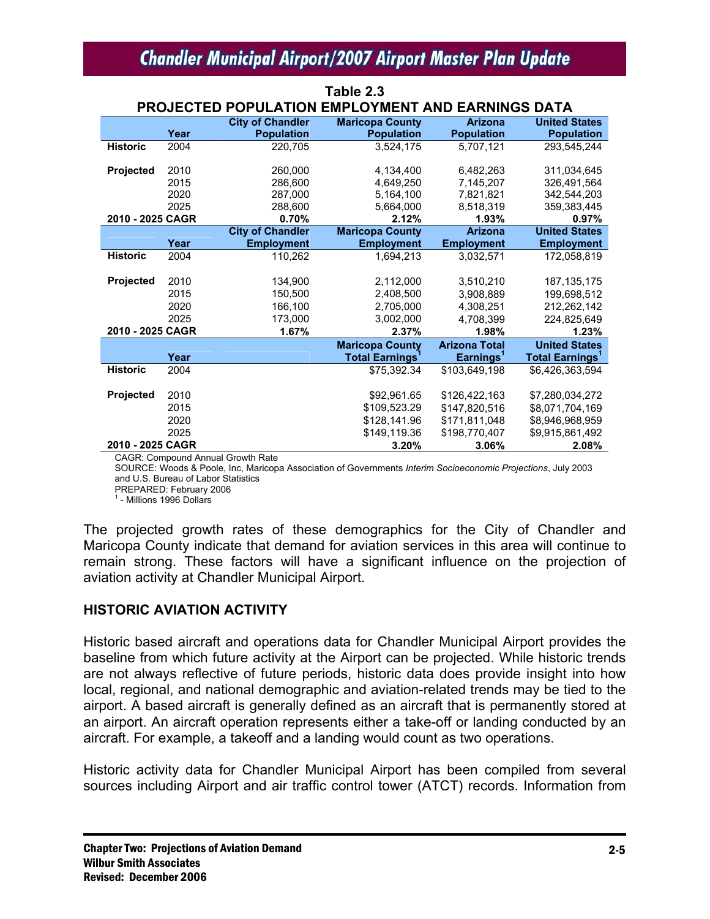**Table 2.3**
**PROJECTED POPULATION EMPLOYMENT AND EARNINGS DATA**

| | Year | City of Chandler Population | Maricopa County Population | Arizona Population | United States Population |
|---|---|---|---|---|---|
| **Historic** | 2004 | 220,705 | 3,524,175 | 5,707,121 | 293,545,244 |
| **Projected** | 2010 | 260,000 | 4,134,400 | 6,482,263 | 311,034,645 |
| | 2015 | 286,600 | 4,649,250 | 7,145,207 | 326,491,564 |
| | 2020 | 287,000 | 5,164,100 | 7,821,821 | 342,544,203 |
| | 2025 | 288,600 | 5,664,000 | 8,518,319 | 359,383,445 |
| **2010 - 2025 CAGR** | | **0.70%** | **2.12%** | **1.93%** | **0.97%** |
| | **Year** | **City of Chandler Employment** | **Maricopa County Employment** | **Arizona Employment** | **United States Employment** |
| **Historic** | 2004 | 110,262 | 1,694,213 | 3,032,571 | 172,058,819 |
| **Projected** | 2010 | 134,900 | 2,112,000 | 3,510,210 | 187,135,175 |
| | 2015 | 150,500 | 2,408,500 | 3,908,889 | 199,698,512 |
| | 2020 | 166,100 | 2,705,000 | 4,308,251 | 212,262,142 |
| | 2025 | 173,000 | 3,002,000 | 4,708,399 | 224,825,649 |
| **2010 - 2025 CAGR** | | **1.67%** | **2.37%** | **1.98%** | **1.23%** |
| | **Year** | | **Maricopa County Total Earnings[1]** | **Arizona Total Earnings[1]** | **United States Total Earnings[1]** |
| **Historic** | 2004 | | $75,392.34 | $103,649,198 | $6,426,363,594 |
| **Projected** | 2010 | | $92,961.65 | $126,422,163 | $7,280,034,272 |
| | 2015 | | $109,523.29 | $147,820,516 | $8,071,704,169 |
| | 2020 | | $128,141.96 | $171,811,048 | $8,946,968,959 |
| | 2025 | | $149,119.36 | $198,770,407 | $9,915,861,492 |
| **2010 - 2025 CAGR** | | | **3.20%** | **3.06%** | **2.08%** |

CAGR: Compound Annual Growth Rate
SOURCE: Woods & Poole, Inc, Maricopa Association of Governments *Interim Socioeconomic Projections*, July 2003 and U.S. Bureau of Labor Statistics
PREPARED: February 2006
[1] - Millions 1996 Dollars

The projected growth rates of these demographics for the City of Chandler and Maricopa County indicate that demand for aviation services in this area will continue to remain strong. These factors will have a significant influence on the projection of aviation activity at Chandler Municipal Airport.

## HISTORIC AVIATION ACTIVITY

Historic based aircraft and operations data for Chandler Municipal Airport provides the baseline from which future activity at the Airport can be projected. While historic trends are not always reflective of future periods, historic data does provide insight into how local, regional, and national demographic and aviation-related trends may be tied to the airport. A based aircraft is generally defined as an aircraft that is permanently stored at an airport. An aircraft operation represents either a take-off or landing conducted by an aircraft. For example, a takeoff and a landing would count as two operations.

Historic activity data for Chandler Municipal Airport has been compiled from several sources including Airport and air traffic control tower (ATCT) records. Information from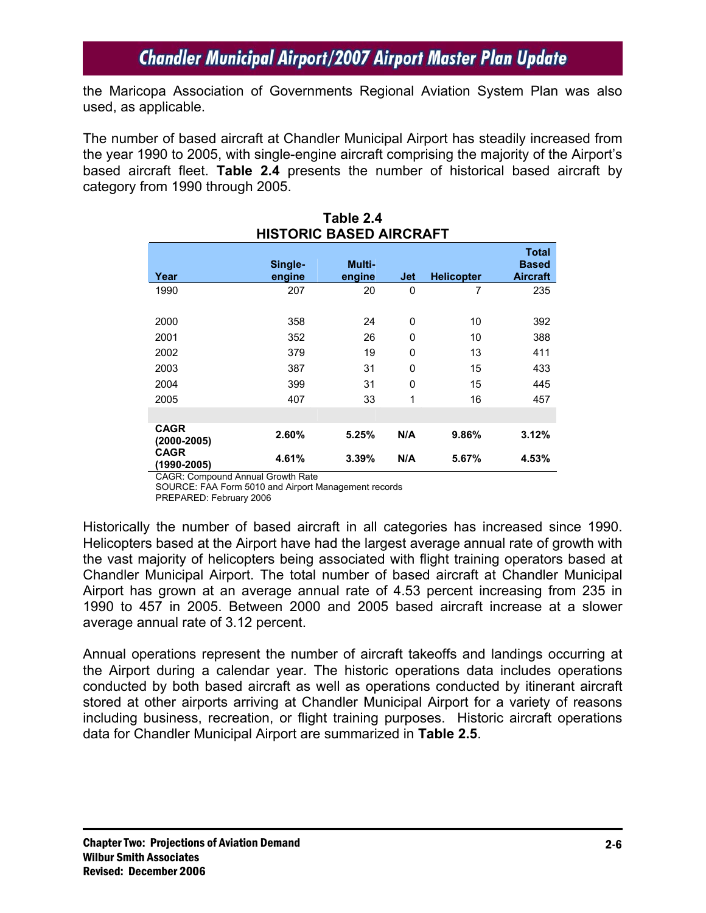the Maricopa Association of Governments Regional Aviation System Plan was also used, as applicable.

The number of based aircraft at Chandler Municipal Airport has steadily increased from the year 1990 to 2005, with single-engine aircraft comprising the majority of the Airport's based aircraft fleet. **Table 2.4** presents the number of historical based aircraft by category from 1990 through 2005.

**Table 2.4**
**HISTORIC BASED AIRCRAFT**

| Year | Single-engine | Multi-engine | Jet | Helicopter | Total Based Aircraft |
|---|---|---|---|---|---|
| 1990 | 207 | 20 | 0 | 7 | 235 |
| | | | | | |
| 2000 | 358 | 24 | 0 | 10 | 392 |
| 2001 | 352 | 26 | 0 | 10 | 388 |
| 2002 | 379 | 19 | 0 | 13 | 411 |
| 2003 | 387 | 31 | 0 | 15 | 433 |
| 2004 | 399 | 31 | 0 | 15 | 445 |
| 2005 | 407 | 33 | 1 | 16 | 457 |
| | | | | | |
| **CAGR (2000-2005)** | **2.60%** | **5.25%** | **N/A** | **9.86%** | **3.12%** |
| **CAGR (1990-2005)** | **4.61%** | **3.39%** | **N/A** | **5.67%** | **4.53%** |

CAGR: Compound Annual Growth Rate
SOURCE: FAA Form 5010 and Airport Management records
PREPARED: February 2006

Historically the number of based aircraft in all categories has increased since 1990. Helicopters based at the Airport have had the largest average annual rate of growth with the vast majority of helicopters being associated with flight training operators based at Chandler Municipal Airport. The total number of based aircraft at Chandler Municipal Airport has grown at an average annual rate of 4.53 percent increasing from 235 in 1990 to 457 in 2005. Between 2000 and 2005 based aircraft increase at a slower average annual rate of 3.12 percent.

Annual operations represent the number of aircraft takeoffs and landings occurring at the Airport during a calendar year. The historic operations data includes operations conducted by both based aircraft as well as operations conducted by itinerant aircraft stored at other airports arriving at Chandler Municipal Airport for a variety of reasons including business, recreation, or flight training purposes. Historic aircraft operations data for Chandler Municipal Airport are summarized in **Table 2.5**.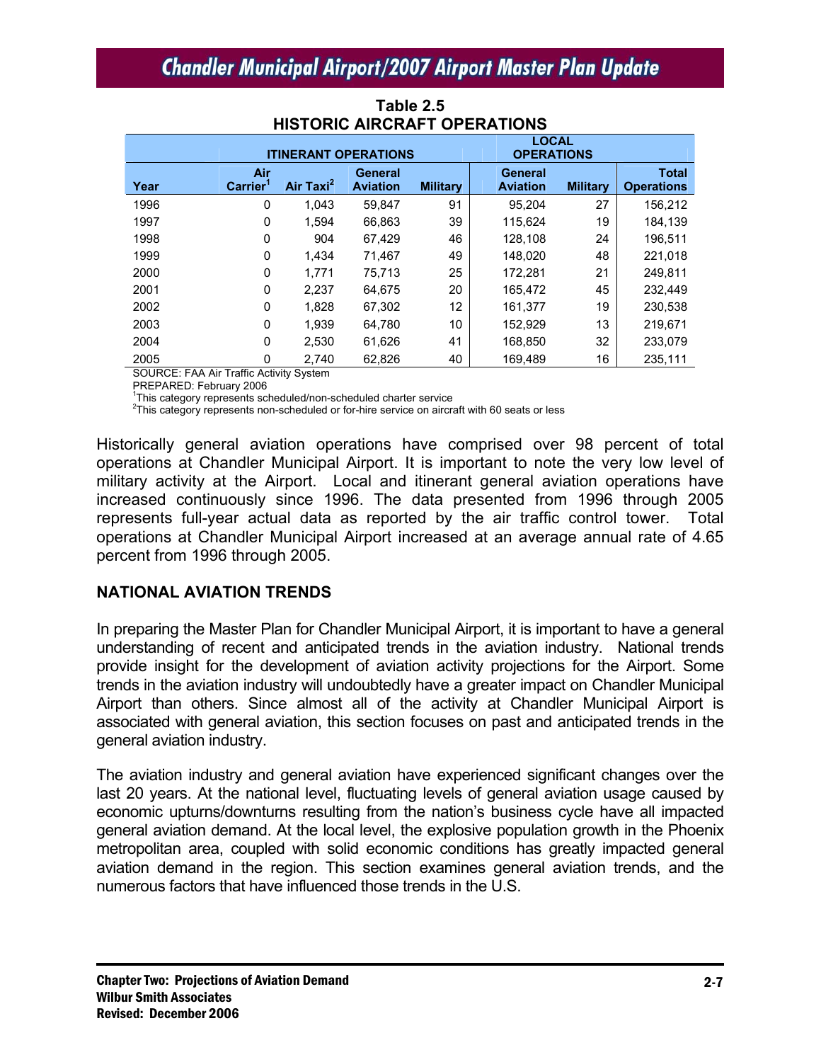**Table 2.5**
**HISTORIC AIRCRAFT OPERATIONS**

| | ITINERANT OPERATIONS | | | | LOCAL OPERATIONS | | |
|---|---|---|---|---|---|---|---|
| Year | Air Carrier[1] | Air Taxi[2] | General Aviation | Military | General Aviation | Military | Total Operations |
| 1996 | 0 | 1,043 | 59,847 | 91 | 95,204 | 27 | 156,212 |
| 1997 | 0 | 1,594 | 66,863 | 39 | 115,624 | 19 | 184,139 |
| 1998 | 0 | 904 | 67,429 | 46 | 128,108 | 24 | 196,511 |
| 1999 | 0 | 1,434 | 71,467 | 49 | 148,020 | 48 | 221,018 |
| 2000 | 0 | 1,771 | 75,713 | 25 | 172,281 | 21 | 249,811 |
| 2001 | 0 | 2,237 | 64,675 | 20 | 165,472 | 45 | 232,449 |
| 2002 | 0 | 1,828 | 67,302 | 12 | 161,377 | 19 | 230,538 |
| 2003 | 0 | 1,939 | 64,780 | 10 | 152,929 | 13 | 219,671 |
| 2004 | 0 | 2,530 | 61,626 | 41 | 168,850 | 32 | 233,079 |
| 2005 | 0 | 2,740 | 62,826 | 40 | 169,489 | 16 | 235,111 |

SOURCE: FAA Air Traffic Activity System
PREPARED: February 2006
[1]This category represents scheduled/non-scheduled charter service
[2]This category represents non-scheduled or for-hire service on aircraft with 60 seats or less

Historically general aviation operations have comprised over 98 percent of total operations at Chandler Municipal Airport. It is important to note the very low level of military activity at the Airport. Local and itinerant general aviation operations have increased continuously since 1996. The data presented from 1996 through 2005 represents full-year actual data as reported by the air traffic control tower. Total operations at Chandler Municipal Airport increased at an average annual rate of 4.65 percent from 1996 through 2005.

## NATIONAL AVIATION TRENDS

In preparing the Master Plan for Chandler Municipal Airport, it is important to have a general understanding of recent and anticipated trends in the aviation industry. National trends provide insight for the development of aviation activity projections for the Airport. Some trends in the aviation industry will undoubtedly have a greater impact on Chandler Municipal Airport than others. Since almost all of the activity at Chandler Municipal Airport is associated with general aviation, this section focuses on past and anticipated trends in the general aviation industry.

The aviation industry and general aviation have experienced significant changes over the last 20 years. At the national level, fluctuating levels of general aviation usage caused by economic upturns/downturns resulting from the nation's business cycle have all impacted general aviation demand. At the local level, the explosive population growth in the Phoenix metropolitan area, coupled with solid economic conditions has greatly impacted general aviation demand in the region. This section examines general aviation trends, and the numerous factors that have influenced those trends in the U.S.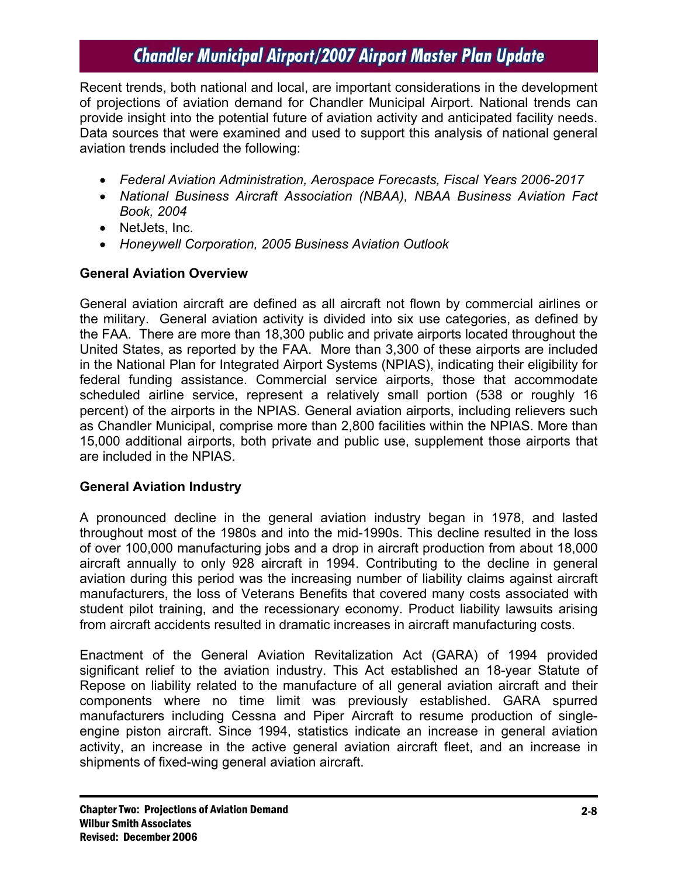Recent trends, both national and local, are important considerations in the development of projections of aviation demand for Chandler Municipal Airport. National trends can provide insight into the potential future of aviation activity and anticipated facility needs. Data sources that were examined and used to support this analysis of national general aviation trends included the following:

- *Federal Aviation Administration, Aerospace Forecasts, Fiscal Years 2006-2017*
- *National Business Aircraft Association (NBAA), NBAA Business Aviation Fact Book, 2004*
- NetJets, Inc.
- *Honeywell Corporation, 2005 Business Aviation Outlook*

**General Aviation Overview**

General aviation aircraft are defined as all aircraft not flown by commercial airlines or the military. General aviation activity is divided into six use categories, as defined by the FAA. There are more than 18,300 public and private airports located throughout the United States, as reported by the FAA. More than 3,300 of these airports are included in the National Plan for Integrated Airport Systems (NPIAS), indicating their eligibility for federal funding assistance. Commercial service airports, those that accommodate scheduled airline service, represent a relatively small portion (538 or roughly 16 percent) of the airports in the NPIAS. General aviation airports, including relievers such as Chandler Municipal, comprise more than 2,800 facilities within the NPIAS. More than 15,000 additional airports, both private and public use, supplement those airports that are included in the NPIAS.

**General Aviation Industry**

A pronounced decline in the general aviation industry began in 1978, and lasted throughout most of the 1980s and into the mid-1990s. This decline resulted in the loss of over 100,000 manufacturing jobs and a drop in aircraft production from about 18,000 aircraft annually to only 928 aircraft in 1994. Contributing to the decline in general aviation during this period was the increasing number of liability claims against aircraft manufacturers, the loss of Veterans Benefits that covered many costs associated with student pilot training, and the recessionary economy. Product liability lawsuits arising from aircraft accidents resulted in dramatic increases in aircraft manufacturing costs.

Enactment of the General Aviation Revitalization Act (GARA) of 1994 provided significant relief to the aviation industry. This Act established an 18-year Statute of Repose on liability related to the manufacture of all general aviation aircraft and their components where no time limit was previously established. GARA spurred manufacturers including Cessna and Piper Aircraft to resume production of single-engine piston aircraft. Since 1994, statistics indicate an increase in general aviation activity, an increase in the active general aviation aircraft fleet, and an increase in shipments of fixed-wing general aviation aircraft.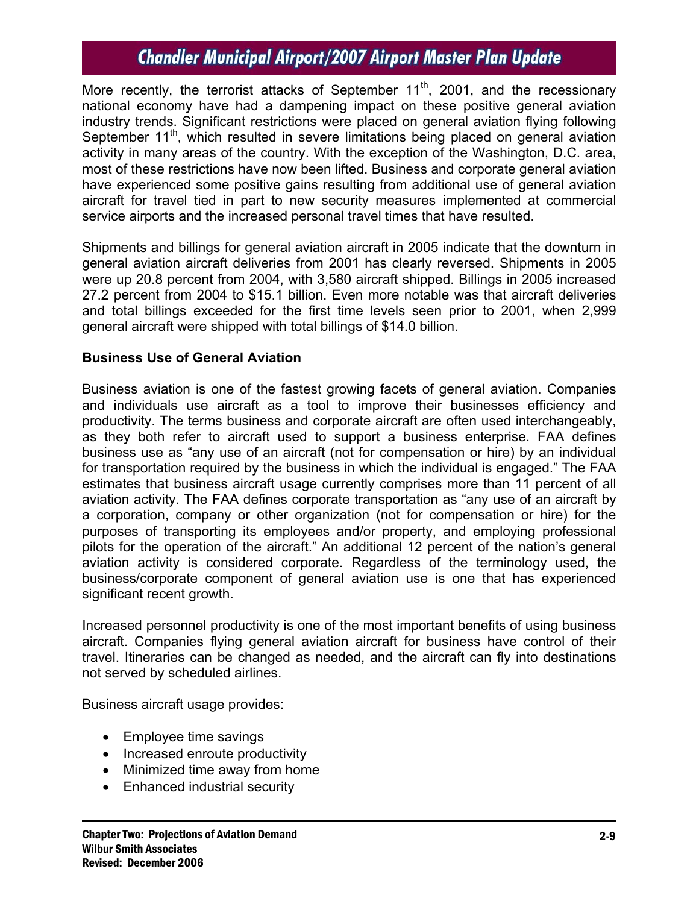More recently, the terrorist attacks of September 11th, 2001, and the recessionary national economy have had a dampening impact on these positive general aviation industry trends. Significant restrictions were placed on general aviation flying following September 11th, which resulted in severe limitations being placed on general aviation activity in many areas of the country. With the exception of the Washington, D.C. area, most of these restrictions have now been lifted. Business and corporate general aviation have experienced some positive gains resulting from additional use of general aviation aircraft for travel tied in part to new security measures implemented at commercial service airports and the increased personal travel times that have resulted.

Shipments and billings for general aviation aircraft in 2005 indicate that the downturn in general aviation aircraft deliveries from 2001 has clearly reversed. Shipments in 2005 were up 20.8 percent from 2004, with 3,580 aircraft shipped. Billings in 2005 increased 27.2 percent from 2004 to $15.1 billion. Even more notable was that aircraft deliveries and total billings exceeded for the first time levels seen prior to 2001, when 2,999 general aircraft were shipped with total billings of $14.0 billion.

**Business Use of General Aviation**

Business aviation is one of the fastest growing facets of general aviation. Companies and individuals use aircraft as a tool to improve their businesses efficiency and productivity. The terms business and corporate aircraft are often used interchangeably, as they both refer to aircraft used to support a business enterprise. FAA defines business use as "any use of an aircraft (not for compensation or hire) by an individual for transportation required by the business in which the individual is engaged." The FAA estimates that business aircraft usage currently comprises more than 11 percent of all aviation activity. The FAA defines corporate transportation as "any use of an aircraft by a corporation, company or other organization (not for compensation or hire) for the purposes of transporting its employees and/or property, and employing professional pilots for the operation of the aircraft." An additional 12 percent of the nation's general aviation activity is considered corporate. Regardless of the terminology used, the business/corporate component of general aviation use is one that has experienced significant recent growth.

Increased personnel productivity is one of the most important benefits of using business aircraft. Companies flying general aviation aircraft for business have control of their travel. Itineraries can be changed as needed, and the aircraft can fly into destinations not served by scheduled airlines.

Business aircraft usage provides:

- Employee time savings
- Increased enroute productivity
- Minimized time away from home
- Enhanced industrial security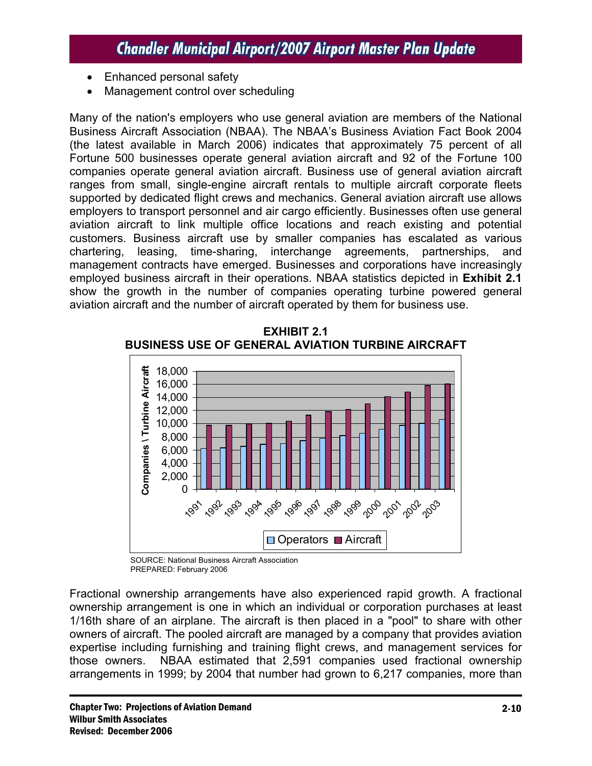- Enhanced personal safety
- Management control over scheduling

Many of the nation's employers who use general aviation are members of the National Business Aircraft Association (NBAA). The NBAA's Business Aviation Fact Book 2004 (the latest available in March 2006) indicates that approximately 75 percent of all Fortune 500 businesses operate general aviation aircraft and 92 of the Fortune 100 companies operate general aviation aircraft. Business use of general aviation aircraft ranges from small, single-engine aircraft rentals to multiple aircraft corporate fleets supported by dedicated flight crews and mechanics. General aviation aircraft use allows employers to transport personnel and air cargo efficiently. Businesses often use general aviation aircraft to link multiple office locations and reach existing and potential customers. Business aircraft use by smaller companies has escalated as various chartering, leasing, time-sharing, interchange agreements, partnerships, and management contracts have emerged. Businesses and corporations have increasingly employed business aircraft in their operations. NBAA statistics depicted in **Exhibit 2.1** show the growth in the number of companies operating turbine powered general aviation aircraft and the number of aircraft operated by them for business use.

**EXHIBIT 2.1**
**BUSINESS USE OF GENERAL AVIATION TURBINE AIRCRAFT**

SOURCE: National Business Aircraft Association
PREPARED: February 2006

Fractional ownership arrangements have also experienced rapid growth. A fractional ownership arrangement is one in which an individual or corporation purchases at least 1/16th share of an airplane. The aircraft is then placed in a "pool" to share with other owners of aircraft. The pooled aircraft are managed by a company that provides aviation expertise including furnishing and training flight crews, and management services for those owners. NBAA estimated that 2,591 companies used fractional ownership arrangements in 1999; by 2004 that number had grown to 6,217 companies, more than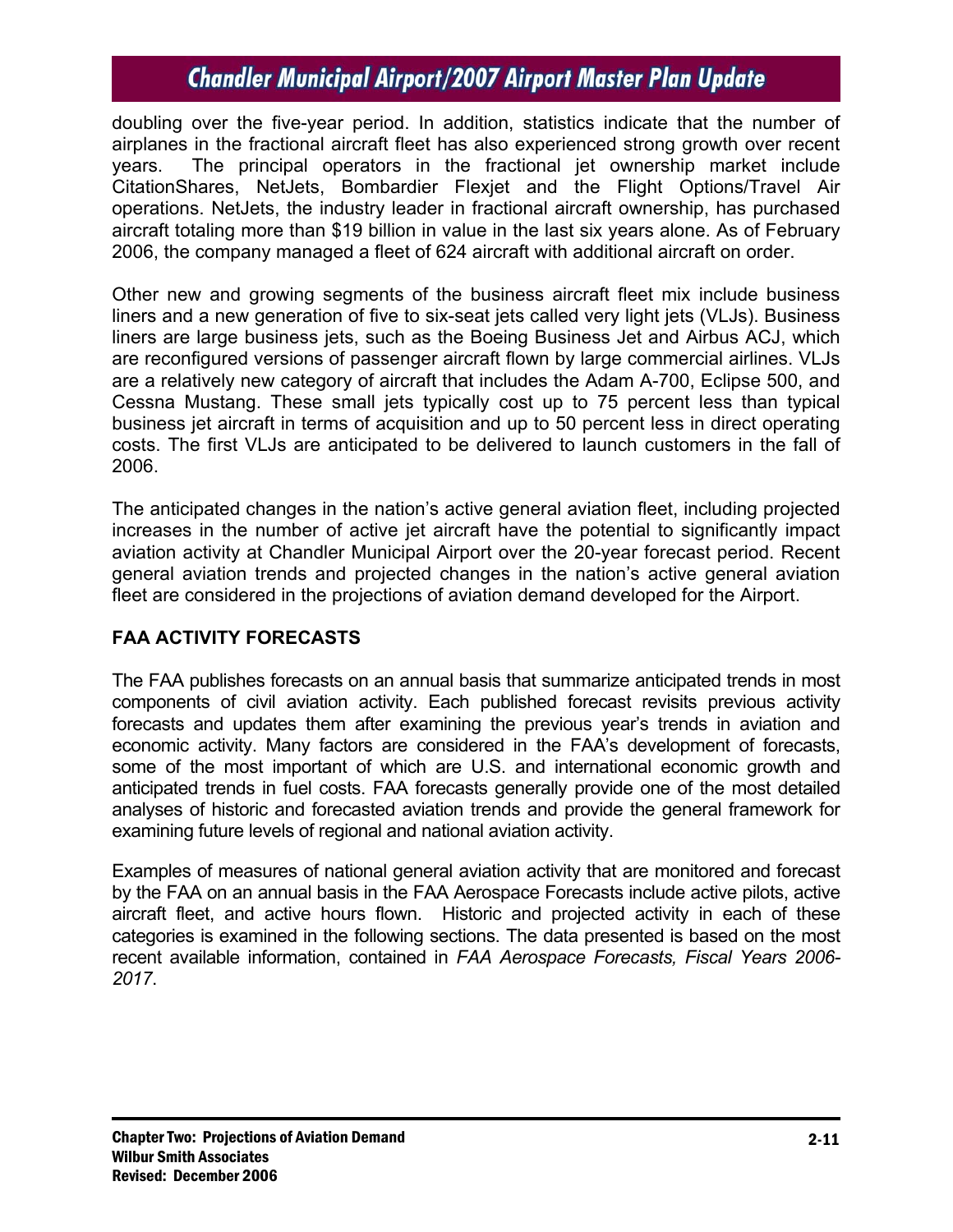doubling over the five-year period. In addition, statistics indicate that the number of airplanes in the fractional aircraft fleet has also experienced strong growth over recent years. The principal operators in the fractional jet ownership market include CitationShares, NetJets, Bombardier Flexjet and the Flight Options/Travel Air operations. NetJets, the industry leader in fractional aircraft ownership, has purchased aircraft totaling more than $19 billion in value in the last six years alone. As of February 2006, the company managed a fleet of 624 aircraft with additional aircraft on order.

Other new and growing segments of the business aircraft fleet mix include business liners and a new generation of five to six-seat jets called very light jets (VLJs). Business liners are large business jets, such as the Boeing Business Jet and Airbus ACJ, which are reconfigured versions of passenger aircraft flown by large commercial airlines. VLJs are a relatively new category of aircraft that includes the Adam A-700, Eclipse 500, and Cessna Mustang. These small jets typically cost up to 75 percent less than typical business jet aircraft in terms of acquisition and up to 50 percent less in direct operating costs. The first VLJs are anticipated to be delivered to launch customers in the fall of 2006.

The anticipated changes in the nation's active general aviation fleet, including projected increases in the number of active jet aircraft have the potential to significantly impact aviation activity at Chandler Municipal Airport over the 20-year forecast period. Recent general aviation trends and projected changes in the nation's active general aviation fleet are considered in the projections of aviation demand developed for the Airport.

## FAA ACTIVITY FORECASTS

The FAA publishes forecasts on an annual basis that summarize anticipated trends in most components of civil aviation activity. Each published forecast revisits previous activity forecasts and updates them after examining the previous year's trends in aviation and economic activity. Many factors are considered in the FAA's development of forecasts, some of the most important of which are U.S. and international economic growth and anticipated trends in fuel costs. FAA forecasts generally provide one of the most detailed analyses of historic and forecasted aviation trends and provide the general framework for examining future levels of regional and national aviation activity.

Examples of measures of national general aviation activity that are monitored and forecast by the FAA on an annual basis in the FAA Aerospace Forecasts include active pilots, active aircraft fleet, and active hours flown. Historic and projected activity in each of these categories is examined in the following sections. The data presented is based on the most recent available information, contained in *FAA Aerospace Forecasts, Fiscal Years 2006-2017*.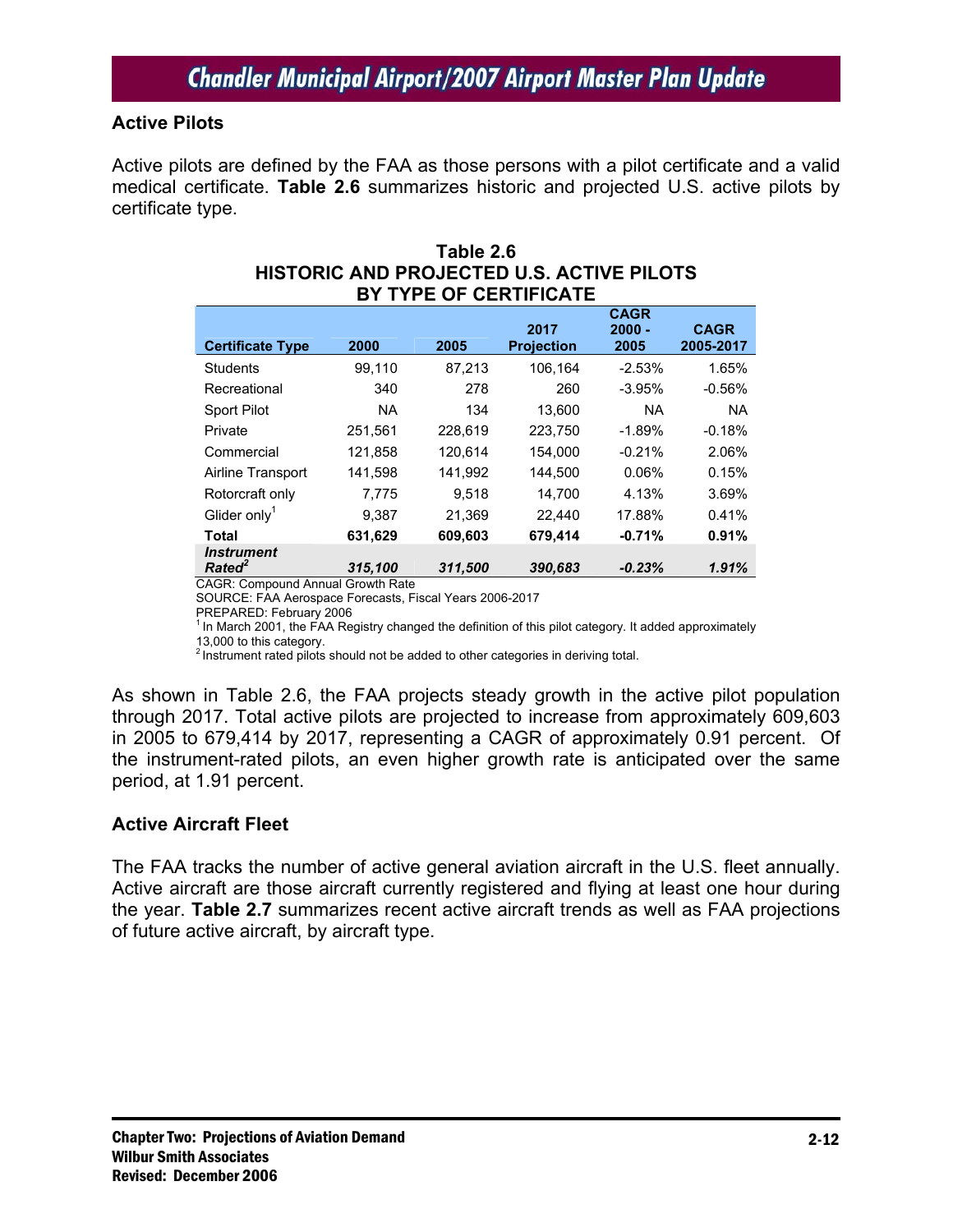## Active Pilots

Active pilots are defined by the FAA as those persons with a pilot certificate and a valid medical certificate. **Table 2.6** summarizes historic and projected U.S. active pilots by certificate type.

**Table 2.6**
**HISTORIC AND PROJECTED U.S. ACTIVE PILOTS BY TYPE OF CERTIFICATE**

| Certificate Type | 2000 | 2005 | 2017 Projection | CAGR 2000 - 2005 | CAGR 2005-2017 |
|---|---|---|---|---|---|
| Students | 99,110 | 87,213 | 106,164 | -2.53% | 1.65% |
| Recreational | 340 | 278 | 260 | -3.95% | -0.56% |
| Sport Pilot | NA | 134 | 13,600 | NA | NA |
| Private | 251,561 | 228,619 | 223,750 | -1.89% | -0.18% |
| Commercial | 121,858 | 120,614 | 154,000 | -0.21% | 2.06% |
| Airline Transport | 141,598 | 141,992 | 144,500 | 0.06% | 0.15% |
| Rotorcraft only | 7,775 | 9,518 | 14,700 | 4.13% | 3.69% |
| Glider only[1] | 9,387 | 21,369 | 22,440 | 17.88% | 0.41% |
| **Total** | **631,629** | **609,603** | **679,414** | **-0.71%** | **0.91%** |
| ***Instrument Rated[2]*** | ***315,100*** | ***311,500*** | ***390,683*** | ***-0.23%*** | ***1.91%*** |

CAGR: Compound Annual Growth Rate
SOURCE: FAA Aerospace Forecasts, Fiscal Years 2006-2017
PREPARED: February 2006
[1] In March 2001, the FAA Registry changed the definition of this pilot category. It added approximately 13,000 to this category.
[2] Instrument rated pilots should not be added to other categories in deriving total.

As shown in Table 2.6, the FAA projects steady growth in the active pilot population through 2017. Total active pilots are projected to increase from approximately 609,603 in 2005 to 679,414 by 2017, representing a CAGR of approximately 0.91 percent. Of the instrument-rated pilots, an even higher growth rate is anticipated over the same period, at 1.91 percent.

## Active Aircraft Fleet

The FAA tracks the number of active general aviation aircraft in the U.S. fleet annually. Active aircraft are those aircraft currently registered and flying at least one hour during the year. **Table 2.7** summarizes recent active aircraft trends as well as FAA projections of future active aircraft, by aircraft type.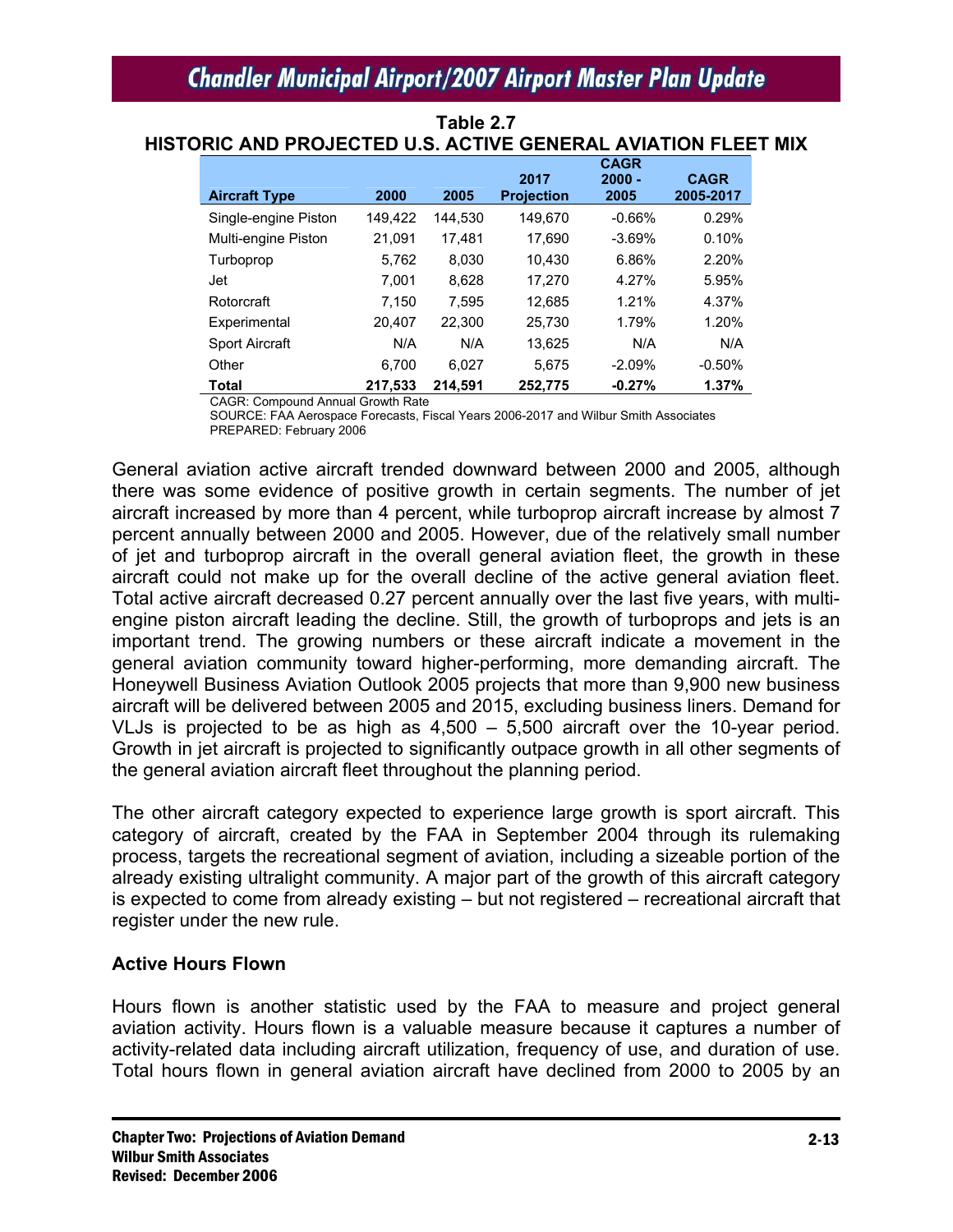**Table 2.7**
**HISTORIC AND PROJECTED U.S. ACTIVE GENERAL AVIATION FLEET MIX**

| Aircraft Type | 2000 | 2005 | 2017 Projection | CAGR 2000 - 2005 | CAGR 2005-2017 |
|---|---|---|---|---|---|
| Single-engine Piston | 149,422 | 144,530 | 149,670 | -0.66% | 0.29% |
| Multi-engine Piston | 21,091 | 17,481 | 17,690 | -3.69% | 0.10% |
| Turboprop | 5,762 | 8,030 | 10,430 | 6.86% | 2.20% |
| Jet | 7,001 | 8,628 | 17,270 | 4.27% | 5.95% |
| Rotorcraft | 7,150 | 7,595 | 12,685 | 1.21% | 4.37% |
| Experimental | 20,407 | 22,300 | 25,730 | 1.79% | 1.20% |
| Sport Aircraft | N/A | N/A | 13,625 | N/A | N/A |
| Other | 6,700 | 6,027 | 5,675 | -2.09% | -0.50% |
| **Total** | **217,533** | **214,591** | **252,775** | **-0.27%** | **1.37%** |

CAGR: Compound Annual Growth Rate
SOURCE: FAA Aerospace Forecasts, Fiscal Years 2006-2017 and Wilbur Smith Associates
PREPARED: February 2006

General aviation active aircraft trended downward between 2000 and 2005, although there was some evidence of positive growth in certain segments. The number of jet aircraft increased by more than 4 percent, while turboprop aircraft increase by almost 7 percent annually between 2000 and 2005. However, due of the relatively small number of jet and turboprop aircraft in the overall general aviation fleet, the growth in these aircraft could not make up for the overall decline of the active general aviation fleet. Total active aircraft decreased 0.27 percent annually over the last five years, with multi-engine piston aircraft leading the decline. Still, the growth of turboprops and jets is an important trend. The growing numbers or these aircraft indicate a movement in the general aviation community toward higher-performing, more demanding aircraft. The Honeywell Business Aviation Outlook 2005 projects that more than 9,900 new business aircraft will be delivered between 2005 and 2015, excluding business liners. Demand for VLJs is projected to be as high as 4,500 – 5,500 aircraft over the 10-year period. Growth in jet aircraft is projected to significantly outpace growth in all other segments of the general aviation aircraft fleet throughout the planning period.

The other aircraft category expected to experience large growth is sport aircraft. This category of aircraft, created by the FAA in September 2004 through its rulemaking process, targets the recreational segment of aviation, including a sizeable portion of the already existing ultralight community. A major part of the growth of this aircraft category is expected to come from already existing – but not registered – recreational aircraft that register under the new rule.

### Active Hours Flown

Hours flown is another statistic used by the FAA to measure and project general aviation activity. Hours flown is a valuable measure because it captures a number of activity-related data including aircraft utilization, frequency of use, and duration of use. Total hours flown in general aviation aircraft have declined from 2000 to 2005 by an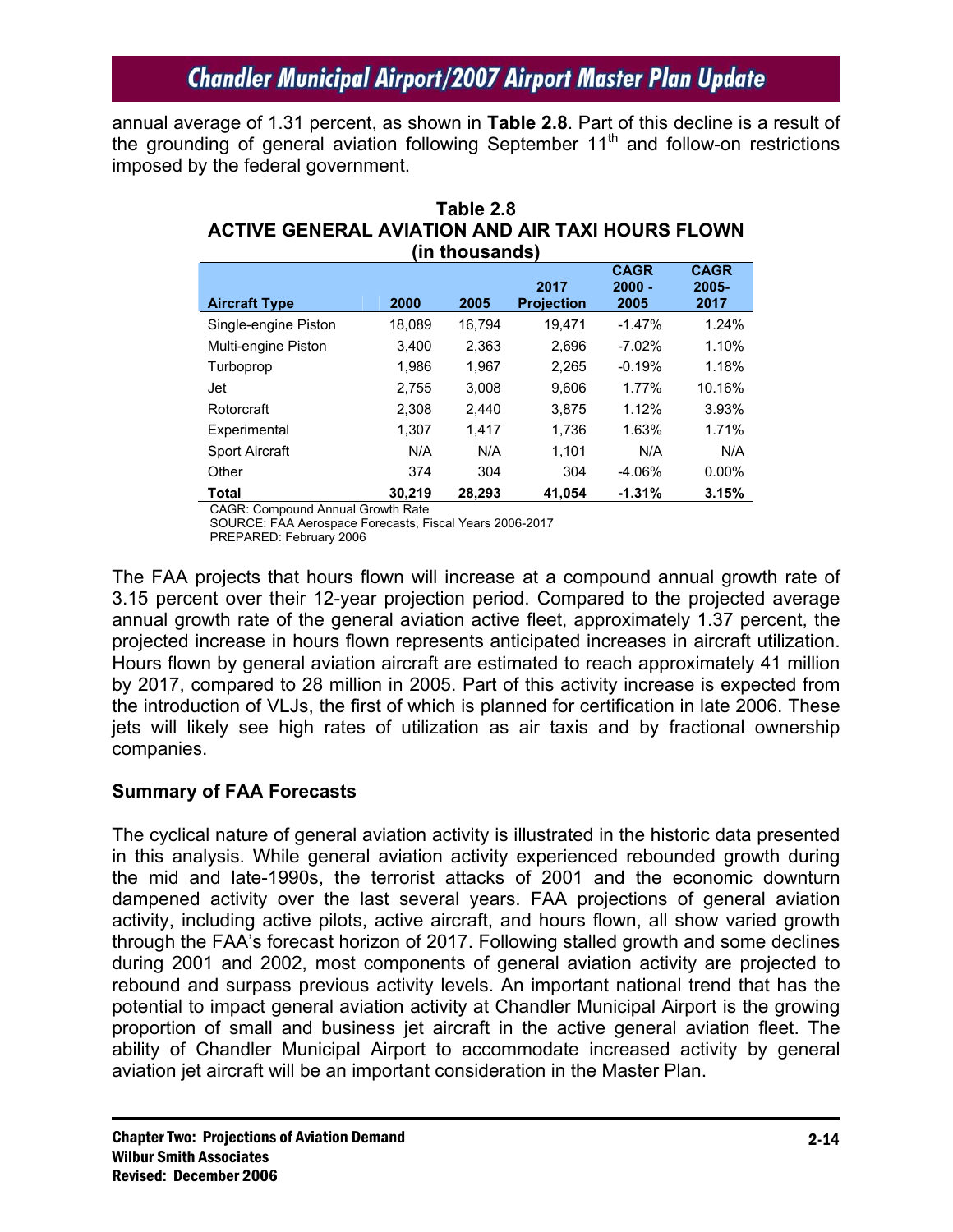annual average of 1.31 percent, as shown in **Table 2.8**. Part of this decline is a result of the grounding of general aviation following September 11th and follow-on restrictions imposed by the federal government.

**Table 2.8**
**ACTIVE GENERAL AVIATION AND AIR TAXI HOURS FLOWN**
**(in thousands)**

| Aircraft Type | 2000 | 2005 | 2017 Projection | CAGR 2000 - 2005 | CAGR 2005-2017 |
|---|---|---|---|---|---|
| Single-engine Piston | 18,089 | 16,794 | 19,471 | -1.47% | 1.24% |
| Multi-engine Piston | 3,400 | 2,363 | 2,696 | -7.02% | 1.10% |
| Turboprop | 1,986 | 1,967 | 2,265 | -0.19% | 1.18% |
| Jet | 2,755 | 3,008 | 9,606 | 1.77% | 10.16% |
| Rotorcraft | 2,308 | 2,440 | 3,875 | 1.12% | 3.93% |
| Experimental | 1,307 | 1,417 | 1,736 | 1.63% | 1.71% |
| Sport Aircraft | N/A | N/A | 1,101 | N/A | N/A |
| Other | 374 | 304 | 304 | -4.06% | 0.00% |
| **Total** | **30,219** | **28,293** | **41,054** | **-1.31%** | **3.15%** |

CAGR: Compound Annual Growth Rate
SOURCE: FAA Aerospace Forecasts, Fiscal Years 2006-2017
PREPARED: February 2006

The FAA projects that hours flown will increase at a compound annual growth rate of 3.15 percent over their 12-year projection period. Compared to the projected average annual growth rate of the general aviation active fleet, approximately 1.37 percent, the projected increase in hours flown represents anticipated increases in aircraft utilization. Hours flown by general aviation aircraft are estimated to reach approximately 41 million by 2017, compared to 28 million in 2005. Part of this activity increase is expected from the introduction of VLJs, the first of which is planned for certification in late 2006. These jets will likely see high rates of utilization as air taxis and by fractional ownership companies.

### Summary of FAA Forecasts

The cyclical nature of general aviation activity is illustrated in the historic data presented in this analysis. While general aviation activity experienced rebounded growth during the mid and late-1990s, the terrorist attacks of 2001 and the economic downturn dampened activity over the last several years. FAA projections of general aviation activity, including active pilots, active aircraft, and hours flown, all show varied growth through the FAA's forecast horizon of 2017. Following stalled growth and some declines during 2001 and 2002, most components of general aviation activity are projected to rebound and surpass previous activity levels. An important national trend that has the potential to impact general aviation activity at Chandler Municipal Airport is the growing proportion of small and business jet aircraft in the active general aviation fleet. The ability of Chandler Municipal Airport to accommodate increased activity by general aviation jet aircraft will be an important consideration in the Master Plan.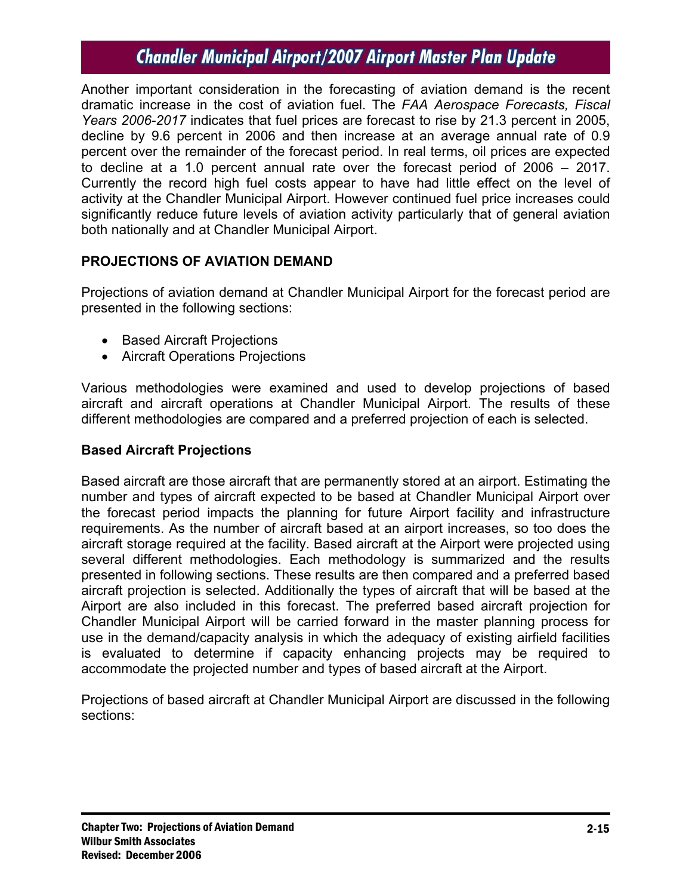Another important consideration in the forecasting of aviation demand is the recent dramatic increase in the cost of aviation fuel. The *FAA Aerospace Forecasts, Fiscal Years 2006-2017* indicates that fuel prices are forecast to rise by 21.3 percent in 2005, decline by 9.6 percent in 2006 and then increase at an average annual rate of 0.9 percent over the remainder of the forecast period. In real terms, oil prices are expected to decline at a 1.0 percent annual rate over the forecast period of 2006 – 2017. Currently the record high fuel costs appear to have had little effect on the level of activity at the Chandler Municipal Airport. However continued fuel price increases could significantly reduce future levels of aviation activity particularly that of general aviation both nationally and at Chandler Municipal Airport.

## PROJECTIONS OF AVIATION DEMAND

Projections of aviation demand at Chandler Municipal Airport for the forecast period are presented in the following sections:

- Based Aircraft Projections
- Aircraft Operations Projections

Various methodologies were examined and used to develop projections of based aircraft and aircraft operations at Chandler Municipal Airport. The results of these different methodologies are compared and a preferred projection of each is selected.

### Based Aircraft Projections

Based aircraft are those aircraft that are permanently stored at an airport. Estimating the number and types of aircraft expected to be based at Chandler Municipal Airport over the forecast period impacts the planning for future Airport facility and infrastructure requirements. As the number of aircraft based at an airport increases, so too does the aircraft storage required at the facility. Based aircraft at the Airport were projected using several different methodologies. Each methodology is summarized and the results presented in following sections. These results are then compared and a preferred based aircraft projection is selected. Additionally the types of aircraft that will be based at the Airport are also included in this forecast. The preferred based aircraft projection for Chandler Municipal Airport will be carried forward in the master planning process for use in the demand/capacity analysis in which the adequacy of existing airfield facilities is evaluated to determine if capacity enhancing projects may be required to accommodate the projected number and types of based aircraft at the Airport.

Projections of based aircraft at Chandler Municipal Airport are discussed in the following sections: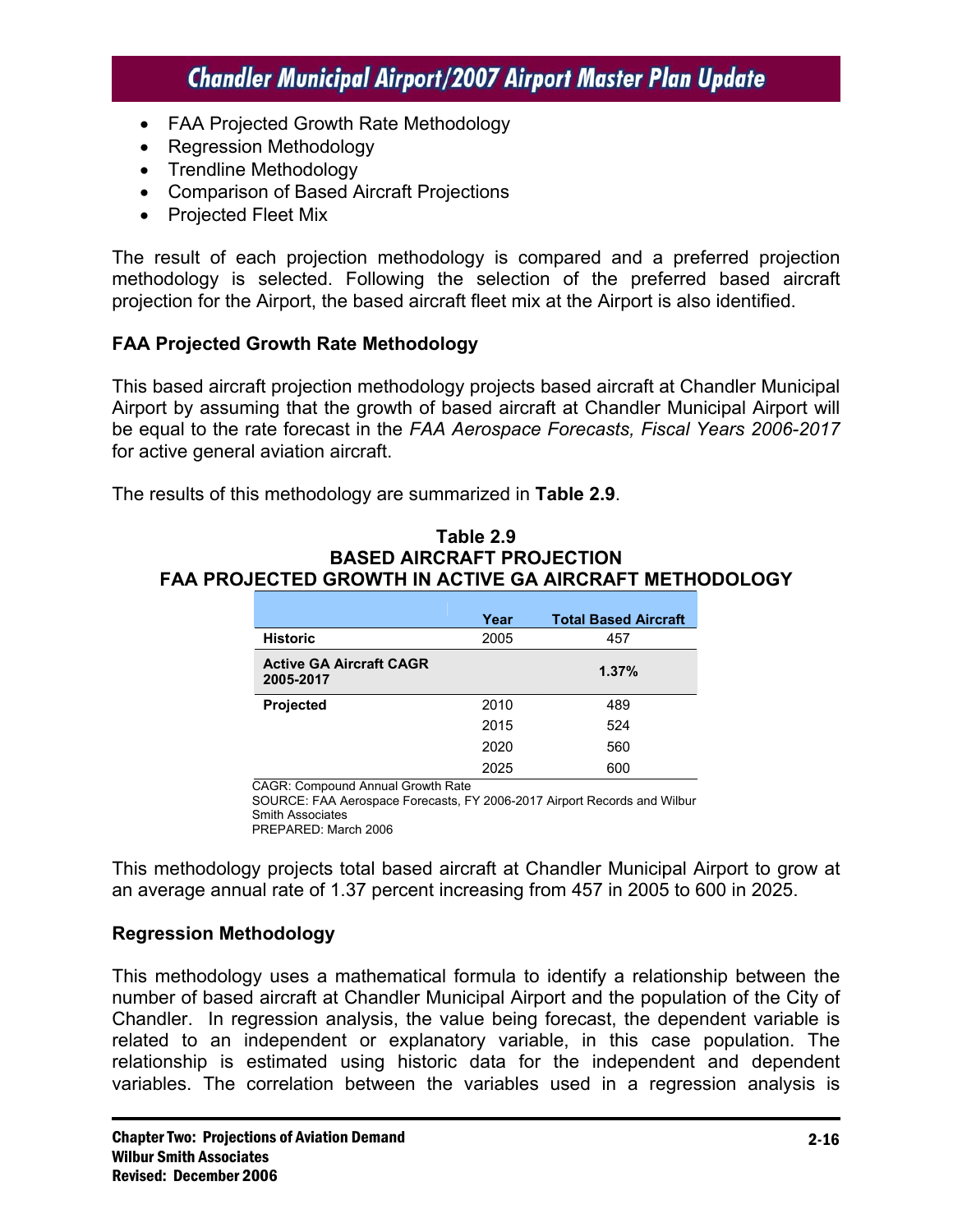- FAA Projected Growth Rate Methodology
- Regression Methodology
- Trendline Methodology
- Comparison of Based Aircraft Projections
- Projected Fleet Mix

The result of each projection methodology is compared and a preferred projection methodology is selected. Following the selection of the preferred based aircraft projection for the Airport, the based aircraft fleet mix at the Airport is also identified.

### FAA Projected Growth Rate Methodology

This based aircraft projection methodology projects based aircraft at Chandler Municipal Airport by assuming that the growth of based aircraft at Chandler Municipal Airport will be equal to the rate forecast in the *FAA Aerospace Forecasts, Fiscal Years 2006-2017* for active general aviation aircraft.

The results of this methodology are summarized in **Table 2.9**.

**Table 2.9**
**BASED AIRCRAFT PROJECTION**
**FAA PROJECTED GROWTH IN ACTIVE GA AIRCRAFT METHODOLOGY**

| | Year | Total Based Aircraft |
|---|---|---|
| **Historic** | 2005 | 457 |
| **Active GA Aircraft CAGR 2005-2017** | | **1.37%** |
| **Projected** | 2010 | 489 |
| | 2015 | 524 |
| | 2020 | 560 |
| | 2025 | 600 |

CAGR: Compound Annual Growth Rate
SOURCE: FAA Aerospace Forecasts, FY 2006-2017 Airport Records and Wilbur Smith Associates
PREPARED: March 2006

This methodology projects total based aircraft at Chandler Municipal Airport to grow at an average annual rate of 1.37 percent increasing from 457 in 2005 to 600 in 2025.

### Regression Methodology

This methodology uses a mathematical formula to identify a relationship between the number of based aircraft at Chandler Municipal Airport and the population of the City of Chandler. In regression analysis, the value being forecast, the dependent variable is related to an independent or explanatory variable, in this case population. The relationship is estimated using historic data for the independent and dependent variables. The correlation between the variables used in a regression analysis is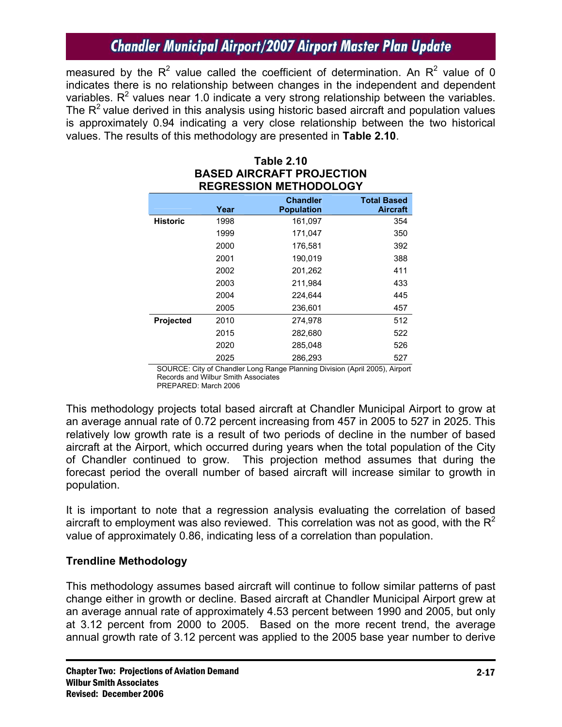measured by the $R^2$ value called the coefficient of determination. An $R^2$ value of 0 indicates there is no relationship between changes in the independent and dependent variables. $R^2$ values near 1.0 indicate a very strong relationship between the variables. The $R^2$ value derived in this analysis using historic based aircraft and population values is approximately 0.94 indicating a very close relationship between the two historical values. The results of this methodology are presented in **Table 2.10**.

**Table 2.10**
**BASED AIRCRAFT PROJECTION**
**REGRESSION METHODOLOGY**

| | Year | Chandler Population | Total Based Aircraft |
|---|---|---|---|
| **Historic** | 1998 | 161,097 | 354 |
| | 1999 | 171,047 | 350 |
| | 2000 | 176,581 | 392 |
| | 2001 | 190,019 | 388 |
| | 2002 | 201,262 | 411 |
| | 2003 | 211,984 | 433 |
| | 2004 | 224,644 | 445 |
| | 2005 | 236,601 | 457 |
| **Projected** | 2010 | 274,978 | 512 |
| | 2015 | 282,680 | 522 |
| | 2020 | 285,048 | 526 |
| | 2025 | 286,293 | 527 |

SOURCE: City of Chandler Long Range Planning Division (April 2005), Airport Records and Wilbur Smith Associates
PREPARED: March 2006

This methodology projects total based aircraft at Chandler Municipal Airport to grow at an average annual rate of 0.72 percent increasing from 457 in 2005 to 527 in 2025. This relatively low growth rate is a result of two periods of decline in the number of based aircraft at the Airport, which occurred during years when the total population of the City of Chandler continued to grow. This projection method assumes that during the forecast period the overall number of based aircraft will increase similar to growth in population.

It is important to note that a regression analysis evaluating the correlation of based aircraft to employment was also reviewed. This correlation was not as good, with the $R^2$ value of approximately 0.86, indicating less of a correlation than population.

### Trendline Methodology

This methodology assumes based aircraft will continue to follow similar patterns of past change either in growth or decline. Based aircraft at Chandler Municipal Airport grew at an average annual rate of approximately 4.53 percent between 1990 and 2005, but only at 3.12 percent from 2000 to 2005. Based on the more recent trend, the average annual growth rate of 3.12 percent was applied to the 2005 base year number to derive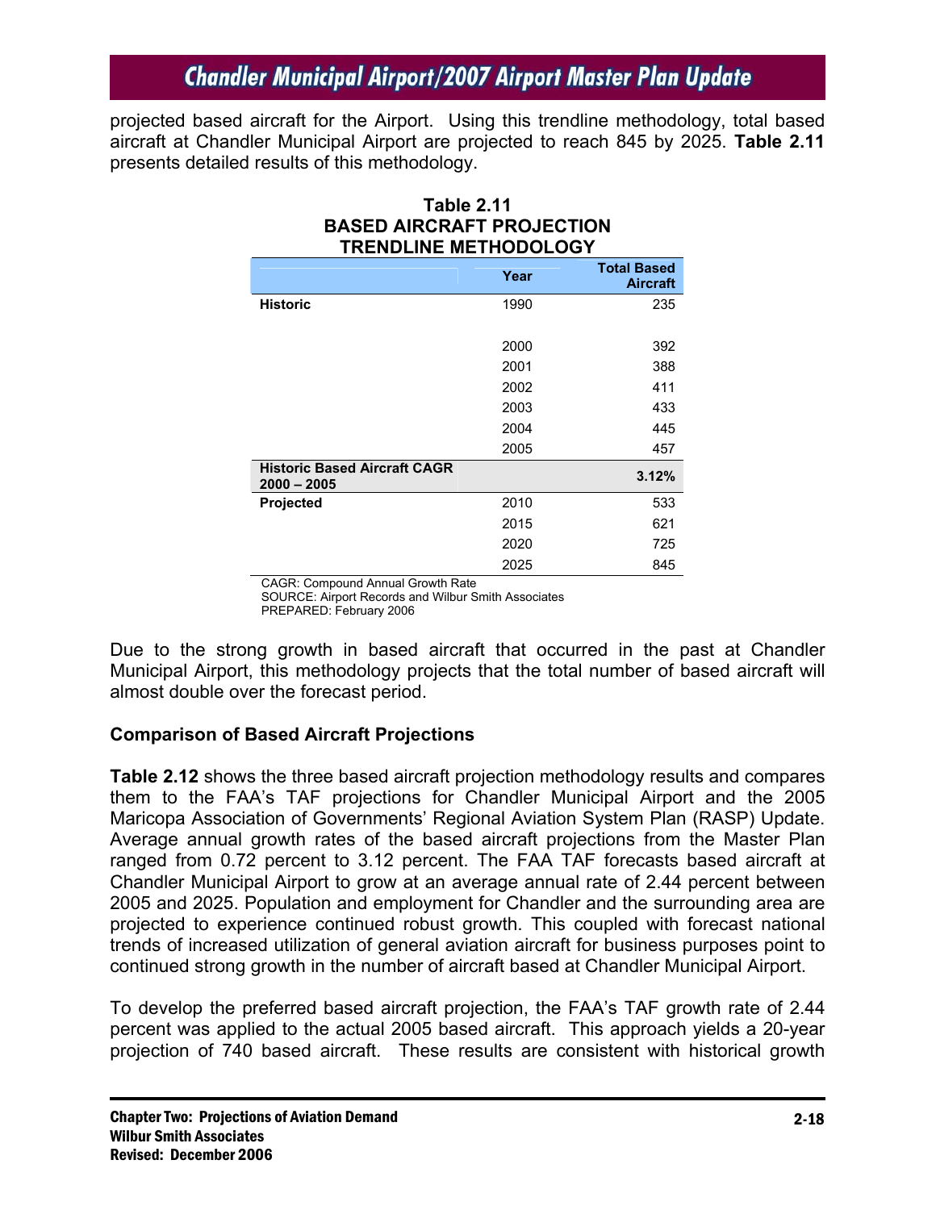projected based aircraft for the Airport. Using this trendline methodology, total based aircraft at Chandler Municipal Airport are projected to reach 845 by 2025. **Table 2.11** presents detailed results of this methodology.

**Table 2.11**
**BASED AIRCRAFT PROJECTION**
**TRENDLINE METHODOLOGY**

| | Year | Total Based Aircraft |
|---|---|---|
| **Historic** | 1990 | 235 |
| | | |
| | 2000 | 392 |
| | 2001 | 388 |
| | 2002 | 411 |
| | 2003 | 433 |
| | 2004 | 445 |
| | 2005 | 457 |
| **Historic Based Aircraft CAGR 2000 – 2005** | | **3.12%** |
| **Projected** | 2010 | 533 |
| | 2015 | 621 |
| | 2020 | 725 |
| | 2025 | 845 |

CAGR: Compound Annual Growth Rate
SOURCE: Airport Records and Wilbur Smith Associates
PREPARED: February 2006

Due to the strong growth in based aircraft that occurred in the past at Chandler Municipal Airport, this methodology projects that the total number of based aircraft will almost double over the forecast period.

### Comparison of Based Aircraft Projections

**Table 2.12** shows the three based aircraft projection methodology results and compares them to the FAA's TAF projections for Chandler Municipal Airport and the 2005 Maricopa Association of Governments' Regional Aviation System Plan (RASP) Update. Average annual growth rates of the based aircraft projections from the Master Plan ranged from 0.72 percent to 3.12 percent. The FAA TAF forecasts based aircraft at Chandler Municipal Airport to grow at an average annual rate of 2.44 percent between 2005 and 2025. Population and employment for Chandler and the surrounding area are projected to experience continued robust growth. This coupled with forecast national trends of increased utilization of general aviation aircraft for business purposes point to continued strong growth in the number of aircraft based at Chandler Municipal Airport.

To develop the preferred based aircraft projection, the FAA's TAF growth rate of 2.44 percent was applied to the actual 2005 based aircraft. This approach yields a 20-year projection of 740 based aircraft. These results are consistent with historical growth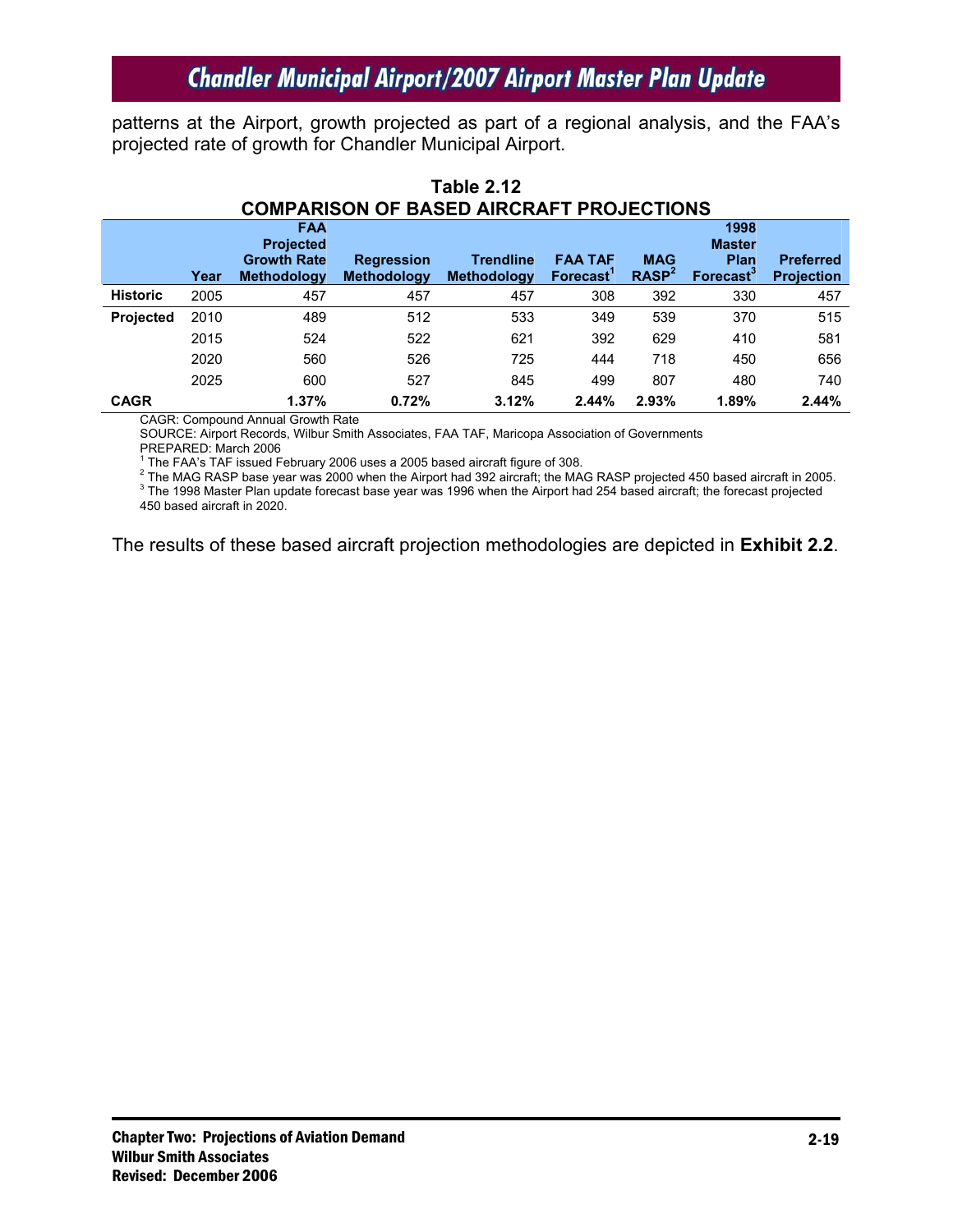patterns at the Airport, growth projected as part of a regional analysis, and the FAA's projected rate of growth for Chandler Municipal Airport.

**Table 2.12**
**COMPARISON OF BASED AIRCRAFT PROJECTIONS**

| | Year | FAA Projected Growth Rate Methodology | Regression Methodology | Trendline Methodology | FAA TAF Forecast[1] | MAG RASP[2] | 1998 Master Plan Forecast[3] | Preferred Projection |
|---|---|---|---|---|---|---|---|---|
| **Historic** | 2005 | 457 | 457 | 457 | 308 | 392 | 330 | 457 |
| **Projected** | 2010 | 489 | 512 | 533 | 349 | 539 | 370 | 515 |
| | 2015 | 524 | 522 | 621 | 392 | 629 | 410 | 581 |
| | 2020 | 560 | 526 | 725 | 444 | 718 | 450 | 656 |
| | 2025 | 600 | 527 | 845 | 499 | 807 | 480 | 740 |
| **CAGR** | | **1.37%** | **0.72%** | **3.12%** | **2.44%** | **2.93%** | **1.89%** | **2.44%** |

CAGR: Compound Annual Growth Rate
SOURCE: Airport Records, Wilbur Smith Associates, FAA TAF, Maricopa Association of Governments
PREPARED: March 2006
[1] The FAA's TAF issued February 2006 uses a 2005 based aircraft figure of 308.
[2] The MAG RASP base year was 2000 when the Airport had 392 aircraft; the MAG RASP projected 450 based aircraft in 2005.
[3] The 1998 Master Plan update forecast base year was 1996 when the Airport had 254 based aircraft; the forecast projected 450 based aircraft in 2020.

The results of these based aircraft projection methodologies are depicted in **Exhibit 2.2**.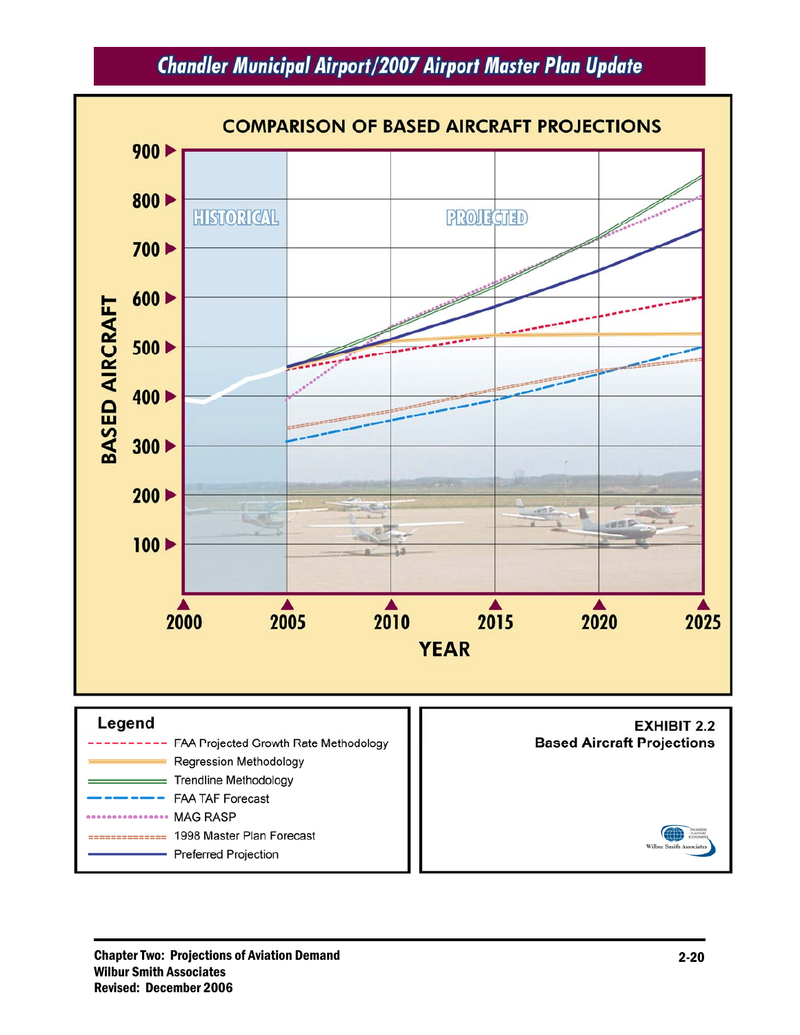## COMPARISON OF BASED AIRCRAFT PROJECTIONS

BASED AIRCRAFT: 900, 800, 700, 600, 500, 400, 300, 200, 100

HISTORICAL | PROJECTED

YEAR: 2000, 2005, 2010, 2015, 2020, 2025

**Legend**

- FAA Projected Growth Rate Methodology
- Regression Methodology
- Trendline Methodology
- FAA TAF Forecast
- MAG RASP
- 1998 Master Plan Forecast
- Preferred Projection

**EXHIBIT 2.2**
**Based Aircraft Projections**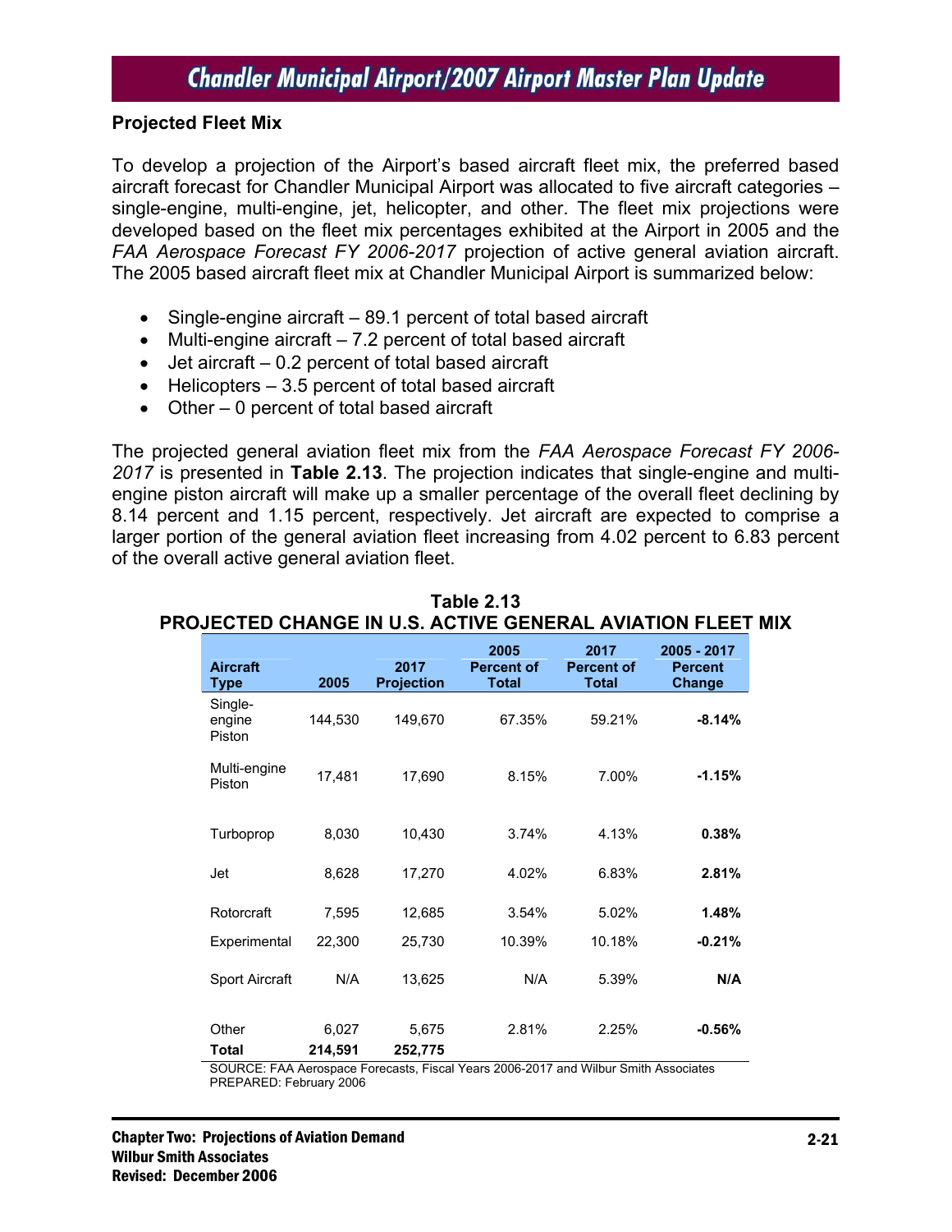## Projected Fleet Mix

To develop a projection of the Airport's based aircraft fleet mix, the preferred based aircraft forecast for Chandler Municipal Airport was allocated to five aircraft categories – single-engine, multi-engine, jet, helicopter, and other. The fleet mix projections were developed based on the fleet mix percentages exhibited at the Airport in 2005 and the *FAA Aerospace Forecast FY 2006-2017* projection of active general aviation aircraft. The 2005 based aircraft fleet mix at Chandler Municipal Airport is summarized below:

- Single-engine aircraft – 89.1 percent of total based aircraft
- Multi-engine aircraft – 7.2 percent of total based aircraft
- Jet aircraft – 0.2 percent of total based aircraft
- Helicopters – 3.5 percent of total based aircraft
- Other – 0 percent of total based aircraft

The projected general aviation fleet mix from the *FAA Aerospace Forecast FY 2006-2017* is presented in **Table 2.13**. The projection indicates that single-engine and multi-engine piston aircraft will make up a smaller percentage of the overall fleet declining by 8.14 percent and 1.15 percent, respectively. Jet aircraft are expected to comprise a larger portion of the general aviation fleet increasing from 4.02 percent to 6.83 percent of the overall active general aviation fleet.

**Table 2.13**
**PROJECTED CHANGE IN U.S. ACTIVE GENERAL AVIATION FLEET MIX**

| Aircraft Type | 2005 | 2017 Projection | 2005 Percent of Total | 2017 Percent of Total | 2005 - 2017 Percent Change |
|---|---|---|---|---|---|
| Single-engine Piston | 144,530 | 149,670 | 67.35% | 59.21% | **-8.14%** |
| Multi-engine Piston | 17,481 | 17,690 | 8.15% | 7.00% | **-1.15%** |
| Turboprop | 8,030 | 10,430 | 3.74% | 4.13% | **0.38%** |
| Jet | 8,628 | 17,270 | 4.02% | 6.83% | **2.81%** |
| Rotorcraft | 7,595 | 12,685 | 3.54% | 5.02% | **1.48%** |
| Experimental | 22,300 | 25,730 | 10.39% | 10.18% | **-0.21%** |
| Sport Aircraft | N/A | 13,625 | N/A | 5.39% | **N/A** |
| Other | 6,027 | 5,675 | 2.81% | 2.25% | **-0.56%** |
| **Total** | **214,591** | **252,775** | | | |

SOURCE: FAA Aerospace Forecasts, Fiscal Years 2006-2017 and Wilbur Smith Associates
PREPARED: February 2006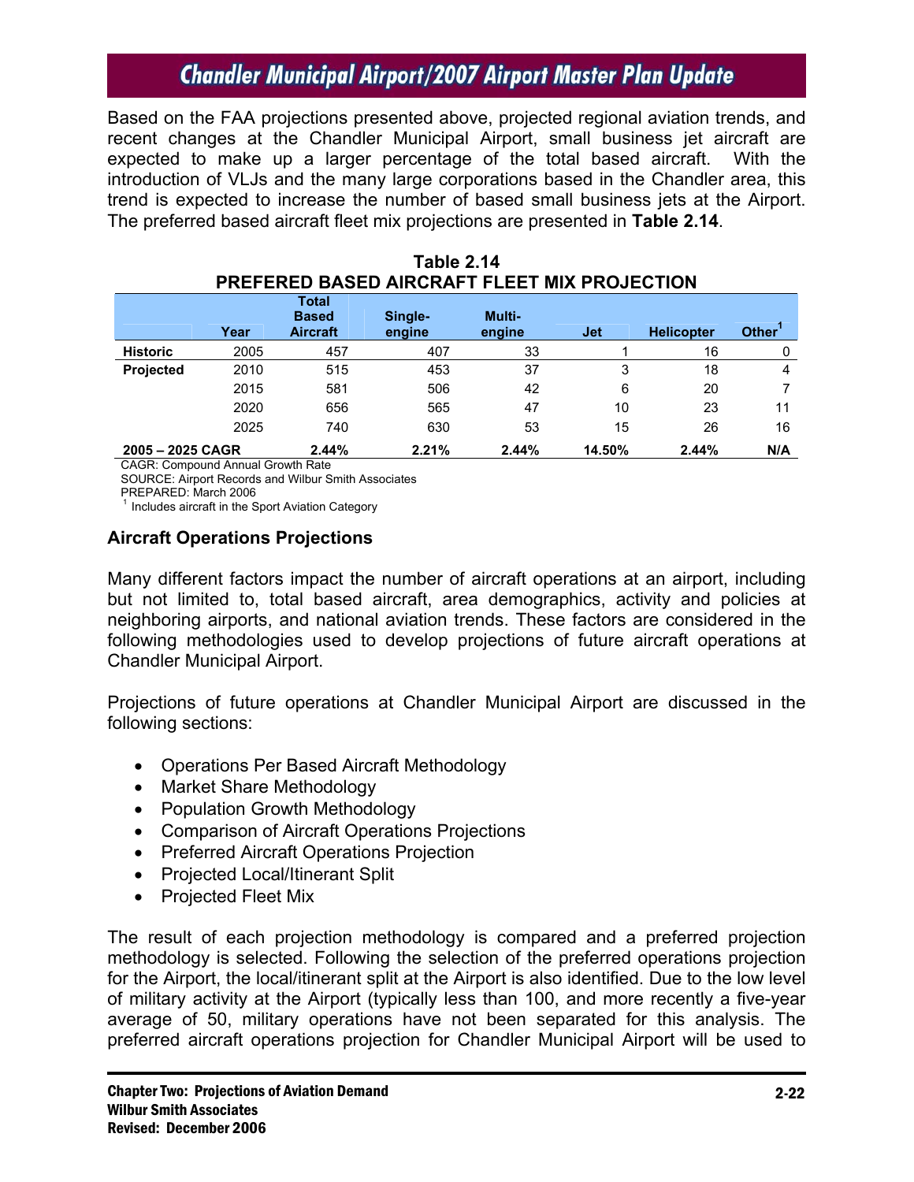Based on the FAA projections presented above, projected regional aviation trends, and recent changes at the Chandler Municipal Airport, small business jet aircraft are expected to make up a larger percentage of the total based aircraft. With the introduction of VLJs and the many large corporations based in the Chandler area, this trend is expected to increase the number of based small business jets at the Airport. The preferred based aircraft fleet mix projections are presented in **Table 2.14**.

**Table 2.14**
**PREFERED BASED AIRCRAFT FLEET MIX PROJECTION**

| | Year | Total Based Aircraft | Single-engine | Multi-engine | Jet | Helicopter | Other[1] |
|---|---|---|---|---|---|---|---|
| **Historic** | 2005 | 457 | 407 | 33 | 1 | 16 | 0 |
| **Projected** | 2010 | 515 | 453 | 37 | 3 | 18 | 4 |
| | 2015 | 581 | 506 | 42 | 6 | 20 | 7 |
| | 2020 | 656 | 565 | 47 | 10 | 23 | 11 |
| | 2025 | 740 | 630 | 53 | 15 | 26 | 16 |
| **2005 – 2025 CAGR** | | **2.44%** | **2.21%** | **2.44%** | **14.50%** | **2.44%** | **N/A** |

CAGR: Compound Annual Growth Rate
SOURCE: Airport Records and Wilbur Smith Associates
PREPARED: March 2006
[1] Includes aircraft in the Sport Aviation Category

### Aircraft Operations Projections

Many different factors impact the number of aircraft operations at an airport, including but not limited to, total based aircraft, area demographics, activity and policies at neighboring airports, and national aviation trends. These factors are considered in the following methodologies used to develop projections of future aircraft operations at Chandler Municipal Airport.

Projections of future operations at Chandler Municipal Airport are discussed in the following sections:

- Operations Per Based Aircraft Methodology
- Market Share Methodology
- Population Growth Methodology
- Comparison of Aircraft Operations Projections
- Preferred Aircraft Operations Projection
- Projected Local/Itinerant Split
- Projected Fleet Mix

The result of each projection methodology is compared and a preferred projection methodology is selected. Following the selection of the preferred operations projection for the Airport, the local/itinerant split at the Airport is also identified. Due to the low level of military activity at the Airport (typically less than 100, and more recently a five-year average of 50, military operations have not been separated for this analysis. The preferred aircraft operations projection for Chandler Municipal Airport will be used to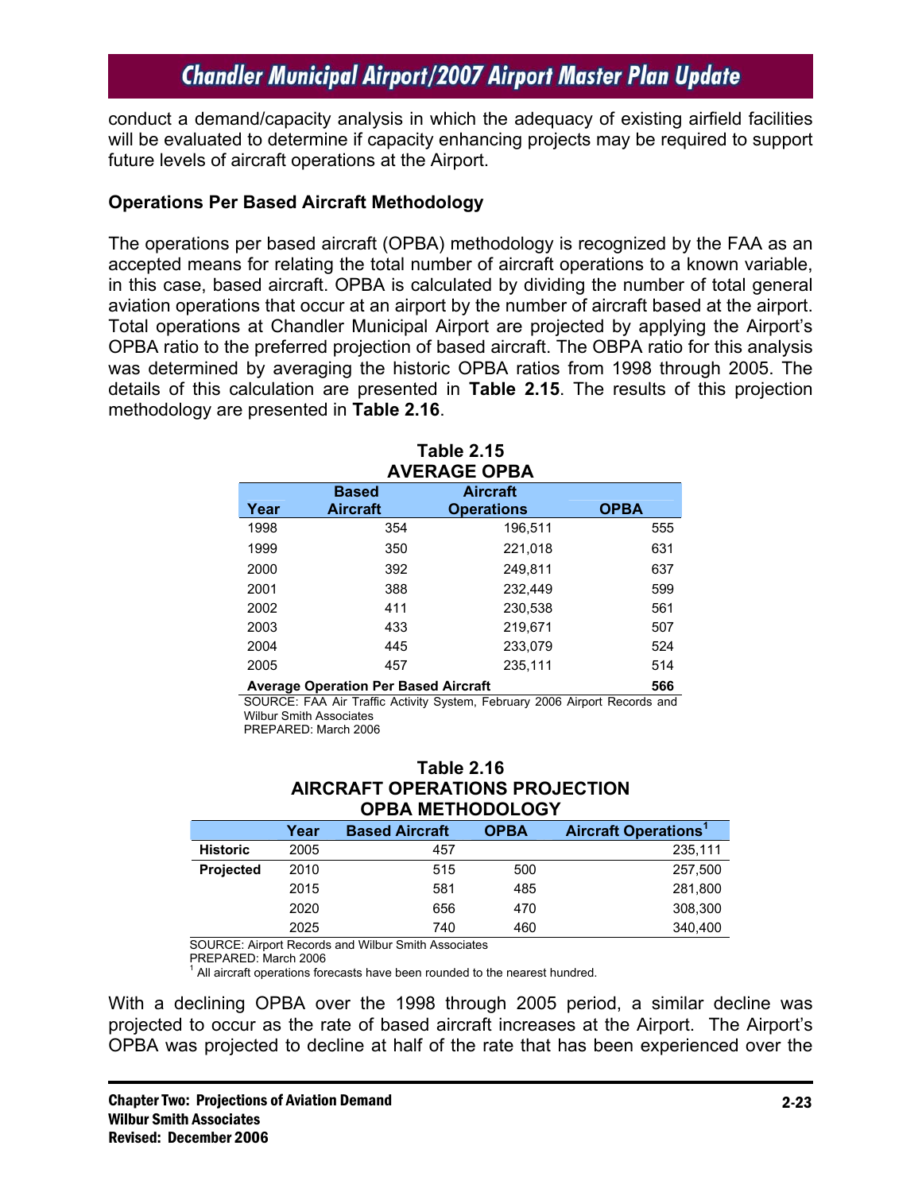conduct a demand/capacity analysis in which the adequacy of existing airfield facilities will be evaluated to determine if capacity enhancing projects may be required to support future levels of aircraft operations at the Airport.

**Operations Per Based Aircraft Methodology**

The operations per based aircraft (OPBA) methodology is recognized by the FAA as an accepted means for relating the total number of aircraft operations to a known variable, in this case, based aircraft. OPBA is calculated by dividing the number of total general aviation operations that occur at an airport by the number of aircraft based at the airport. Total operations at Chandler Municipal Airport are projected by applying the Airport's OPBA ratio to the preferred projection of based aircraft. The OBPA ratio for this analysis was determined by averaging the historic OPBA ratios from 1998 through 2005. The details of this calculation are presented in **Table 2.15**. The results of this projection methodology are presented in **Table 2.16**.

**Table 2.15**
**AVERAGE OPBA**

| Year | Based Aircraft | Aircraft Operations | OPBA |
|---|---|---|---|
| 1998 | 354 | 196,511 | 555 |
| 1999 | 350 | 221,018 | 631 |
| 2000 | 392 | 249,811 | 637 |
| 2001 | 388 | 232,449 | 599 |
| 2002 | 411 | 230,538 | 561 |
| 2003 | 433 | 219,671 | 507 |
| 2004 | 445 | 233,079 | 524 |
| 2005 | 457 | 235,111 | 514 |
| **Average Operation Per Based Aircraft** | | | **566** |

SOURCE: FAA Air Traffic Activity System, February 2006 Airport Records and Wilbur Smith Associates
PREPARED: March 2006

**Table 2.16**
**AIRCRAFT OPERATIONS PROJECTION**
**OPBA METHODOLOGY**

| | Year | Based Aircraft | OPBA | Aircraft Operations[1] |
|---|---|---|---|---|
| **Historic** | 2005 | 457 | | 235,111 |
| **Projected** | 2010 | 515 | 500 | 257,500 |
| | 2015 | 581 | 485 | 281,800 |
| | 2020 | 656 | 470 | 308,300 |
| | 2025 | 740 | 460 | 340,400 |

SOURCE: Airport Records and Wilbur Smith Associates
PREPARED: March 2006
[1] All aircraft operations forecasts have been rounded to the nearest hundred.

With a declining OPBA over the 1998 through 2005 period, a similar decline was projected to occur as the rate of based aircraft increases at the Airport. The Airport's OPBA was projected to decline at half of the rate that has been experienced over the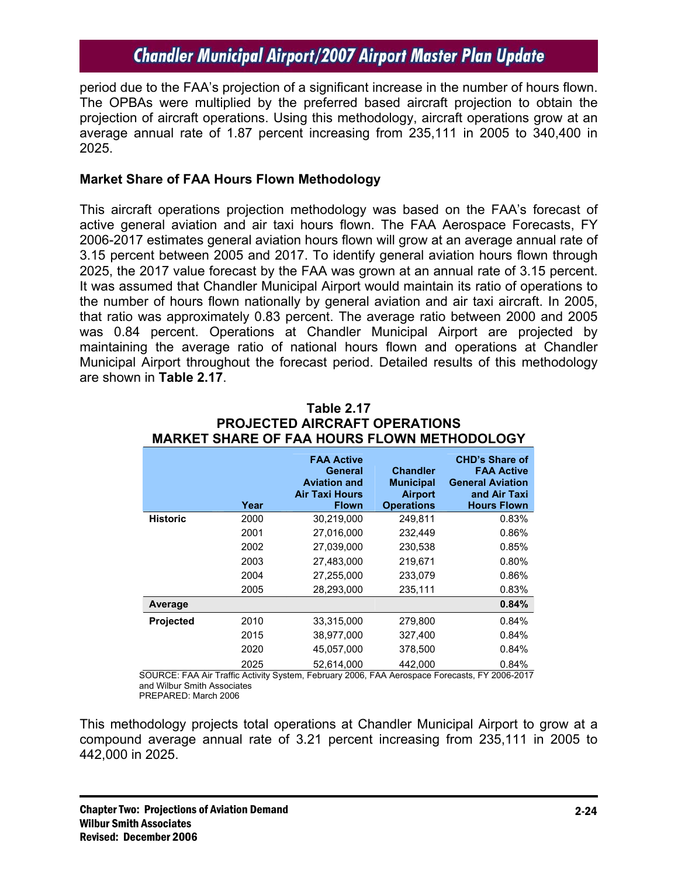period due to the FAA's projection of a significant increase in the number of hours flown. The OPBAs were multiplied by the preferred based aircraft projection to obtain the projection of aircraft operations. Using this methodology, aircraft operations grow at an average annual rate of 1.87 percent increasing from 235,111 in 2005 to 340,400 in 2025.

**Market Share of FAA Hours Flown Methodology**

This aircraft operations projection methodology was based on the FAA's forecast of active general aviation and air taxi hours flown. The FAA Aerospace Forecasts, FY 2006-2017 estimates general aviation hours flown will grow at an average annual rate of 3.15 percent between 2005 and 2017. To identify general aviation hours flown through 2025, the 2017 value forecast by the FAA was grown at an annual rate of 3.15 percent. It was assumed that Chandler Municipal Airport would maintain its ratio of operations to the number of hours flown nationally by general aviation and air taxi aircraft. In 2005, that ratio was approximately 0.83 percent. The average ratio between 2000 and 2005 was 0.84 percent. Operations at Chandler Municipal Airport are projected by maintaining the average ratio of national hours flown and operations at Chandler Municipal Airport throughout the forecast period. Detailed results of this methodology are shown in **Table 2.17**.

**Table 2.17**
**PROJECTED AIRCRAFT OPERATIONS**
**MARKET SHARE OF FAA HOURS FLOWN METHODOLOGY**

| | Year | FAA Active General Aviation and Air Taxi Hours Flown | Chandler Municipal Airport Operations | CHD's Share of FAA Active General Aviation and Air Taxi Hours Flown |
|---|---|---|---|---|
| **Historic** | 2000 | 30,219,000 | 249,811 | 0.83% |
| | 2001 | 27,016,000 | 232,449 | 0.86% |
| | 2002 | 27,039,000 | 230,538 | 0.85% |
| | 2003 | 27,483,000 | 219,671 | 0.80% |
| | 2004 | 27,255,000 | 233,079 | 0.86% |
| | 2005 | 28,293,000 | 235,111 | 0.83% |
| **Average** | | | | **0.84%** |
| **Projected** | 2010 | 33,315,000 | 279,800 | 0.84% |
| | 2015 | 38,977,000 | 327,400 | 0.84% |
| | 2020 | 45,057,000 | 378,500 | 0.84% |
| | 2025 | 52,614,000 | 442,000 | 0.84% |

SOURCE: FAA Air Traffic Activity System, February 2006, FAA Aerospace Forecasts, FY 2006-2017 and Wilbur Smith Associates
PREPARED: March 2006

This methodology projects total operations at Chandler Municipal Airport to grow at a compound average annual rate of 3.21 percent increasing from 235,111 in 2005 to 442,000 in 2025.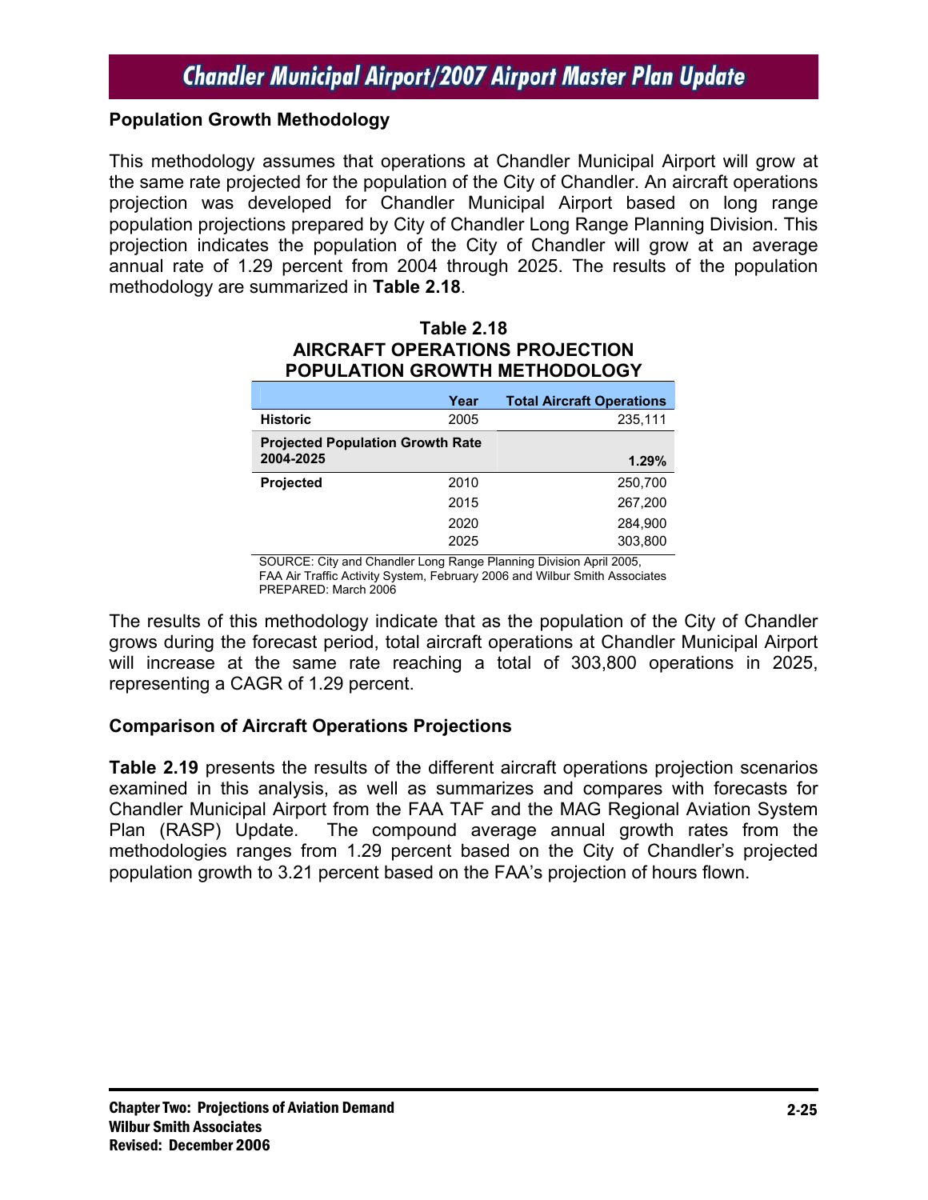## Population Growth Methodology

This methodology assumes that operations at Chandler Municipal Airport will grow at the same rate projected for the population of the City of Chandler. An aircraft operations projection was developed for Chandler Municipal Airport based on long range population projections prepared by City of Chandler Long Range Planning Division. This projection indicates the population of the City of Chandler will grow at an average annual rate of 1.29 percent from 2004 through 2025. The results of the population methodology are summarized in **Table 2.18**.

**Table 2.18**
**AIRCRAFT OPERATIONS PROJECTION**
**POPULATION GROWTH METHODOLOGY**

| | Year | Total Aircraft Operations |
|---|---|---|
| **Historic** | 2005 | 235,111 |
| **Projected Population Growth Rate 2004-2025** | | **1.29%** |
| **Projected** | 2010 | 250,700 |
| | 2015 | 267,200 |
| | 2020 | 284,900 |
| | 2025 | 303,800 |

SOURCE: City and Chandler Long Range Planning Division April 2005, FAA Air Traffic Activity System, February 2006 and Wilbur Smith Associates
PREPARED: March 2006

The results of this methodology indicate that as the population of the City of Chandler grows during the forecast period, total aircraft operations at Chandler Municipal Airport will increase at the same rate reaching a total of 303,800 operations in 2025, representing a CAGR of 1.29 percent.

## Comparison of Aircraft Operations Projections

**Table 2.19** presents the results of the different aircraft operations projection scenarios examined in this analysis, as well as summarizes and compares with forecasts for Chandler Municipal Airport from the FAA TAF and the MAG Regional Aviation System Plan (RASP) Update. The compound average annual growth rates from the methodologies ranges from 1.29 percent based on the City of Chandler's projected population growth to 3.21 percent based on the FAA's projection of hours flown.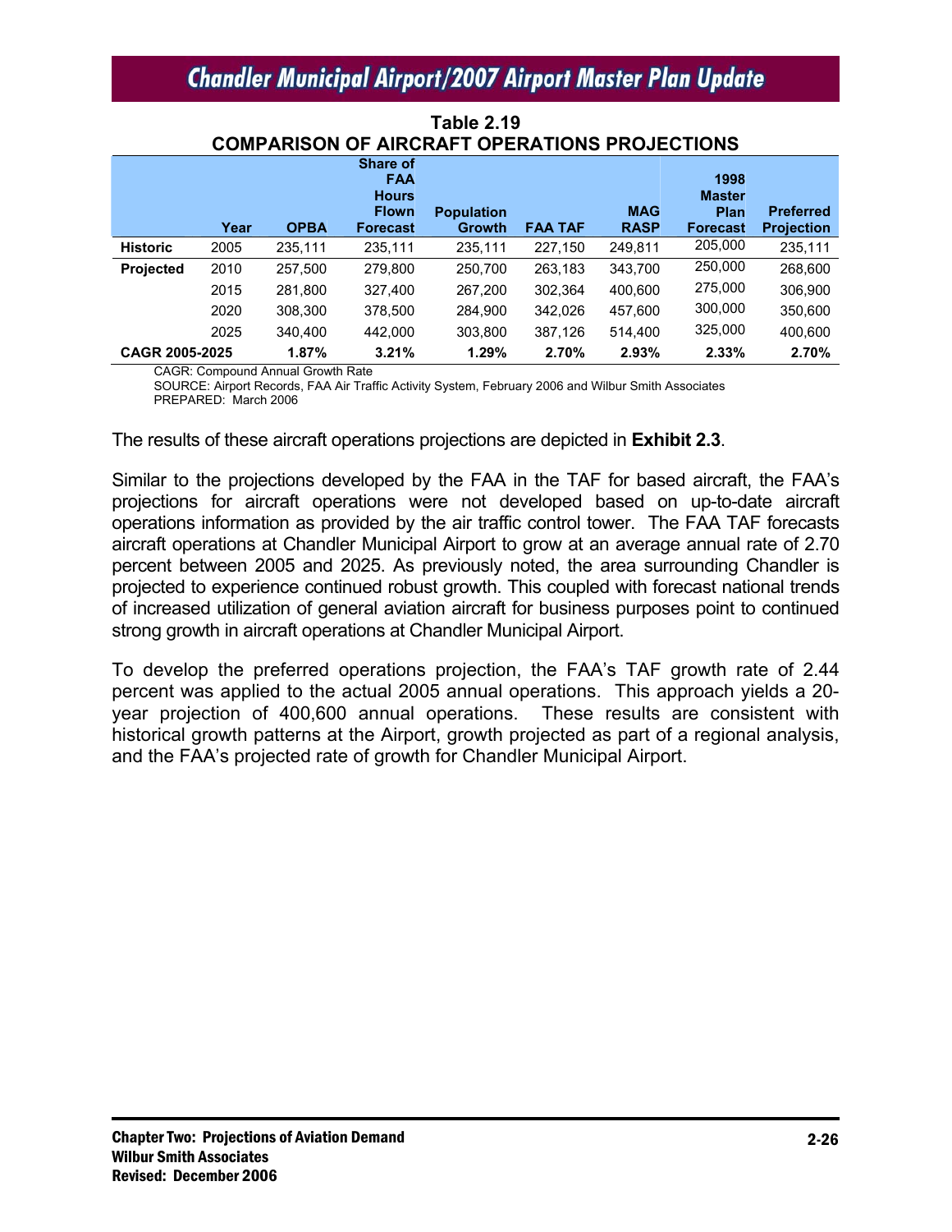**Table 2.19**
**COMPARISON OF AIRCRAFT OPERATIONS PROJECTIONS**

| | Year | OPBA | Share of FAA Hours Flown Forecast | Population Growth | FAA TAF | MAG RASP | 1998 Master Plan Forecast | Preferred Projection |
|---|---|---|---|---|---|---|---|---|
| **Historic** | 2005 | 235,111 | 235,111 | 235,111 | 227,150 | 249,811 | 205,000 | 235,111 |
| **Projected** | 2010 | 257,500 | 279,800 | 250,700 | 263,183 | 343,700 | 250,000 | 268,600 |
| | 2015 | 281,800 | 327,400 | 267,200 | 302,364 | 400,600 | 275,000 | 306,900 |
| | 2020 | 308,300 | 378,500 | 284,900 | 342,026 | 457,600 | 300,000 | 350,600 |
| | 2025 | 340,400 | 442,000 | 303,800 | 387,126 | 514,400 | 325,000 | 400,600 |
| **CAGR 2005-2025** | | **1.87%** | **3.21%** | **1.29%** | **2.70%** | **2.93%** | **2.33%** | **2.70%** |

CAGR: Compound Annual Growth Rate
SOURCE: Airport Records, FAA Air Traffic Activity System, February 2006 and Wilbur Smith Associates
PREPARED: March 2006

The results of these aircraft operations projections are depicted in **Exhibit 2.3**.

Similar to the projections developed by the FAA in the TAF for based aircraft, the FAA's projections for aircraft operations were not developed based on up-to-date aircraft operations information as provided by the air traffic control tower. The FAA TAF forecasts aircraft operations at Chandler Municipal Airport to grow at an average annual rate of 2.70 percent between 2005 and 2025. As previously noted, the area surrounding Chandler is projected to experience continued robust growth. This coupled with forecast national trends of increased utilization of general aviation aircraft for business purposes point to continued strong growth in aircraft operations at Chandler Municipal Airport.

To develop the preferred operations projection, the FAA's TAF growth rate of 2.44 percent was applied to the actual 2005 annual operations. This approach yields a 20-year projection of 400,600 annual operations. These results are consistent with historical growth patterns at the Airport, growth projected as part of a regional analysis, and the FAA's projected rate of growth for Chandler Municipal Airport.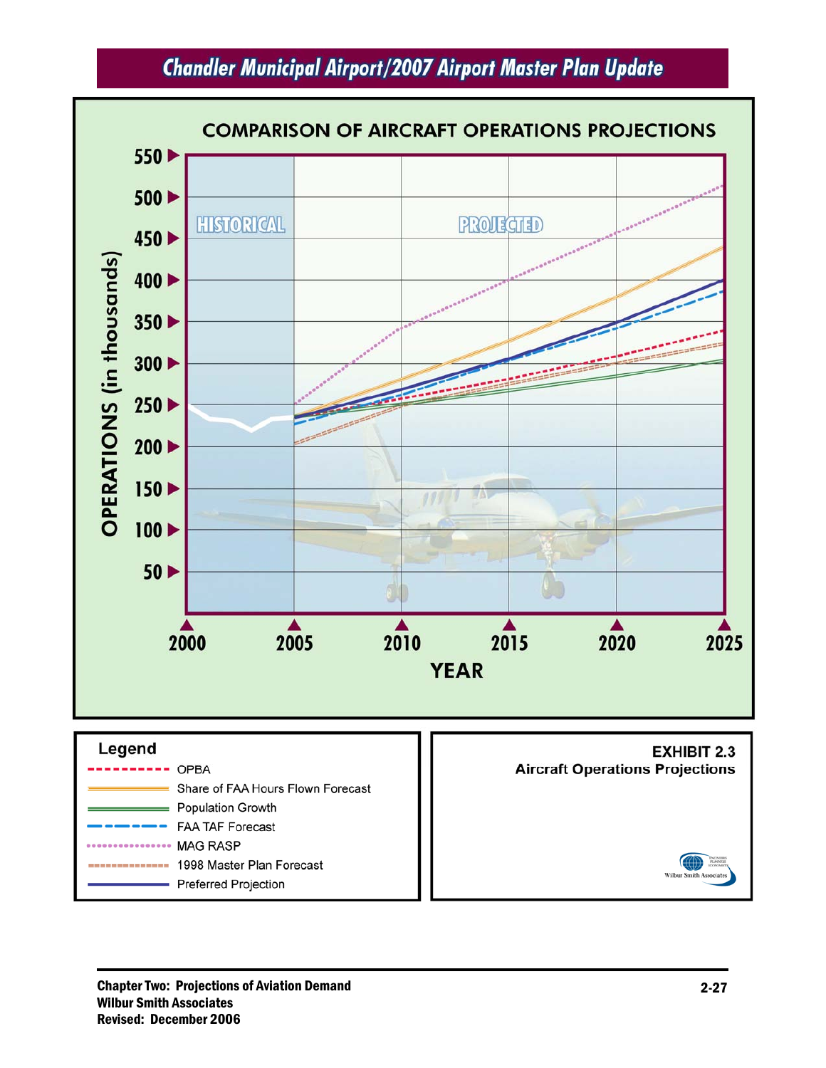# Chandler Municipal Airport/2007 Airport Master Plan Update

## COMPARISON OF AIRCRAFT OPERATIONS PROJECTIONS

OPERATIONS (in thousands): 550, 500, 450, 400, 350, 300, 250, 200, 150, 100, 50

HISTORICAL | PROJECTED

YEAR: 2000, 2005, 2010, 2015, 2020, 2025

**Legend**

- OPBA
- Share of FAA Hours Flown Forecast
- Population Growth
- FAA TAF Forecast
- MAG RASP
- 1998 Master Plan Forecast
- Preferred Projection

**EXHIBIT 2.3**
**Aircraft Operations Projections**

Wilbur Smith Associates

**Chapter Two: Projections of Aviation Demand**
**Wilbur Smith Associates**
**Revised: December 2006**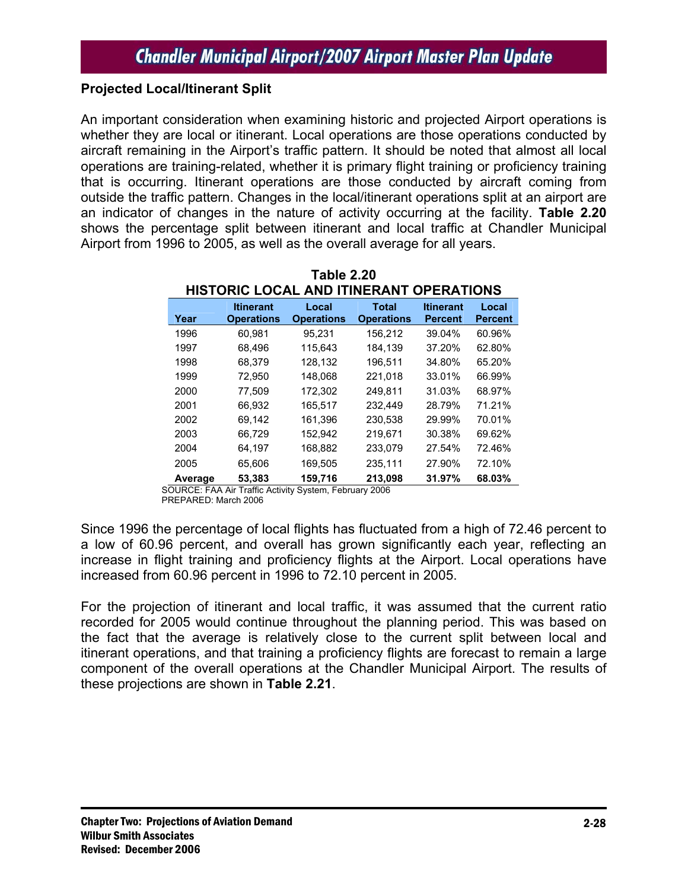### Projected Local/Itinerant Split

An important consideration when examining historic and projected Airport operations is whether they are local or itinerant. Local operations are those operations conducted by aircraft remaining in the Airport's traffic pattern. It should be noted that almost all local operations are training-related, whether it is primary flight training or proficiency training that is occurring. Itinerant operations are those conducted by aircraft coming from outside the traffic pattern. Changes in the local/itinerant operations split at an airport are an indicator of changes in the nature of activity occurring at the facility. **Table 2.20** shows the percentage split between itinerant and local traffic at Chandler Municipal Airport from 1996 to 2005, as well as the overall average for all years.

**Table 2.20**
**HISTORIC LOCAL AND ITINERANT OPERATIONS**

| Year | Itinerant Operations | Local Operations | Total Operations | Itinerant Percent | Local Percent |
|---|---|---|---|---|---|
| 1996 | 60,981 | 95,231 | 156,212 | 39.04% | 60.96% |
| 1997 | 68,496 | 115,643 | 184,139 | 37.20% | 62.80% |
| 1998 | 68,379 | 128,132 | 196,511 | 34.80% | 65.20% |
| 1999 | 72,950 | 148,068 | 221,018 | 33.01% | 66.99% |
| 2000 | 77,509 | 172,302 | 249,811 | 31.03% | 68.97% |
| 2001 | 66,932 | 165,517 | 232,449 | 28.79% | 71.21% |
| 2002 | 69,142 | 161,396 | 230,538 | 29.99% | 70.01% |
| 2003 | 66,729 | 152,942 | 219,671 | 30.38% | 69.62% |
| 2004 | 64,197 | 168,882 | 233,079 | 27.54% | 72.46% |
| 2005 | 65,606 | 169,505 | 235,111 | 27.90% | 72.10% |
| **Average** | **53,383** | **159,716** | **213,098** | **31.97%** | **68.03%** |

SOURCE: FAA Air Traffic Activity System, February 2006
PREPARED: March 2006

Since 1996 the percentage of local flights has fluctuated from a high of 72.46 percent to a low of 60.96 percent, and overall has grown significantly each year, reflecting an increase in flight training and proficiency flights at the Airport. Local operations have increased from 60.96 percent in 1996 to 72.10 percent in 2005.

For the projection of itinerant and local traffic, it was assumed that the current ratio recorded for 2005 would continue throughout the planning period. This was based on the fact that the average is relatively close to the current split between local and itinerant operations, and that training a proficiency flights are forecast to remain a large component of the overall operations at the Chandler Municipal Airport. The results of these projections are shown in **Table 2.21**.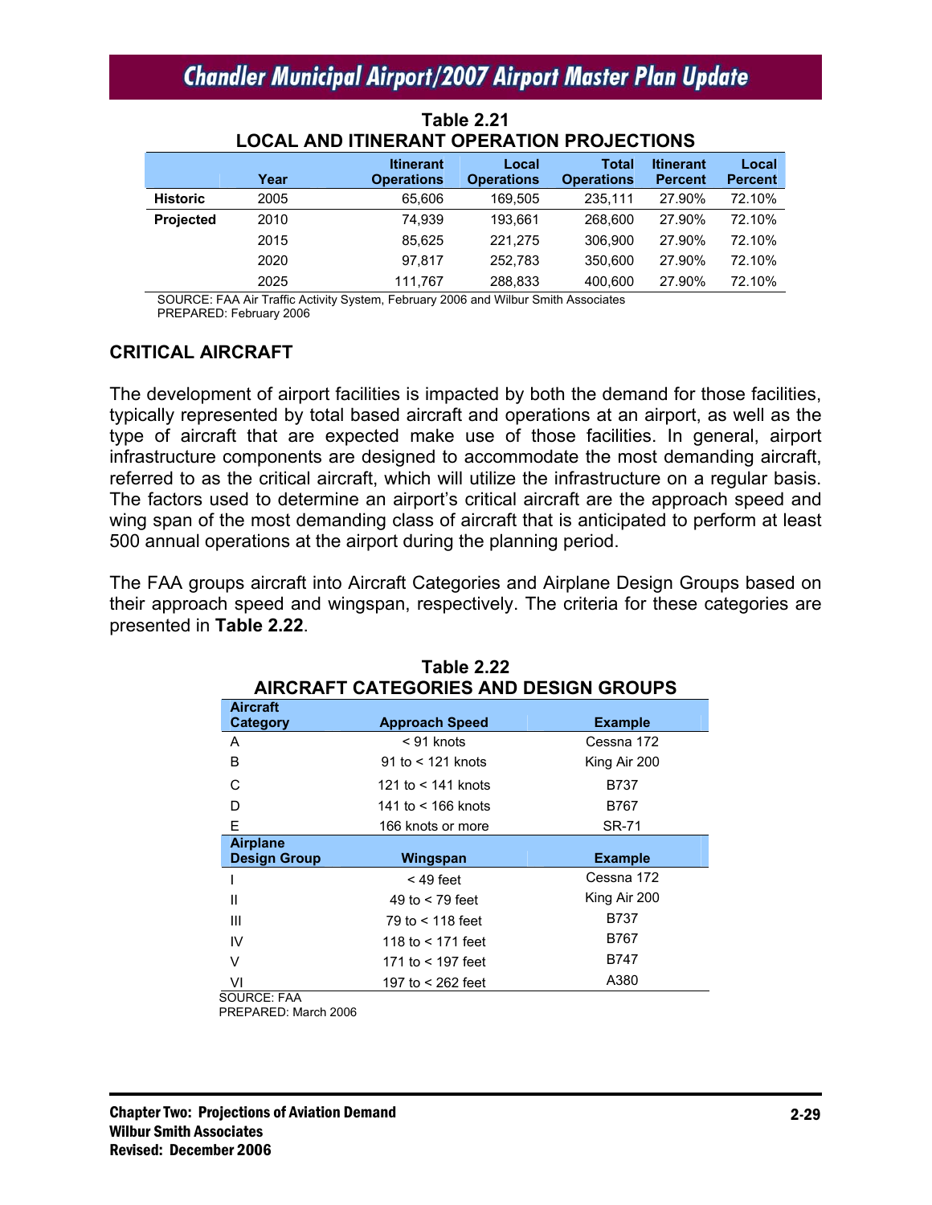**Table 2.21**
**LOCAL AND ITINERANT OPERATION PROJECTIONS**

| | Year | Itinerant Operations | Local Operations | Total Operations | Itinerant Percent | Local Percent |
|---|---|---|---|---|---|---|
| **Historic** | 2005 | 65,606 | 169,505 | 235,111 | 27.90% | 72.10% |
| **Projected** | 2010 | 74,939 | 193,661 | 268,600 | 27.90% | 72.10% |
| | 2015 | 85,625 | 221,275 | 306,900 | 27.90% | 72.10% |
| | 2020 | 97,817 | 252,783 | 350,600 | 27.90% | 72.10% |
| | 2025 | 111,767 | 288,833 | 400,600 | 27.90% | 72.10% |

SOURCE: FAA Air Traffic Activity System, February 2006 and Wilbur Smith Associates
PREPARED: February 2006

## CRITICAL AIRCRAFT

The development of airport facilities is impacted by both the demand for those facilities, typically represented by total based aircraft and operations at an airport, as well as the type of aircraft that are expected make use of those facilities. In general, airport infrastructure components are designed to accommodate the most demanding aircraft, referred to as the critical aircraft, which will utilize the infrastructure on a regular basis. The factors used to determine an airport's critical aircraft are the approach speed and wing span of the most demanding class of aircraft that is anticipated to perform at least 500 annual operations at the airport during the planning period.

The FAA groups aircraft into Aircraft Categories and Airplane Design Groups based on their approach speed and wingspan, respectively. The criteria for these categories are presented in **Table 2.22**.

**Table 2.22**
**AIRCRAFT CATEGORIES AND DESIGN GROUPS**

| Aircraft Category | Approach Speed | Example |
|---|---|---|
| A | < 91 knots | Cessna 172 |
| B | 91 to < 121 knots | King Air 200 |
| C | 121 to < 141 knots | B737 |
| D | 141 to < 166 knots | B767 |
| E | 166 knots or more | SR-71 |
| **Airplane Design Group** | **Wingspan** | **Example** |
| I | < 49 feet | Cessna 172 |
| II | 49 to < 79 feet | King Air 200 |
| III | 79 to < 118 feet | B737 |
| IV | 118 to < 171 feet | B767 |
| V | 171 to < 197 feet | B747 |
| VI | 197 to < 262 feet | A380 |

SOURCE: FAA
PREPARED: March 2006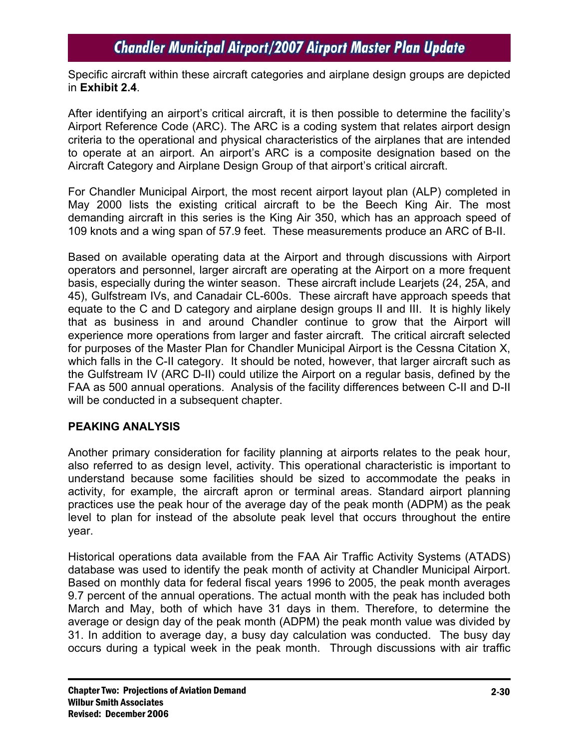Specific aircraft within these aircraft categories and airplane design groups are depicted in **Exhibit 2.4**.

After identifying an airport's critical aircraft, it is then possible to determine the facility's Airport Reference Code (ARC). The ARC is a coding system that relates airport design criteria to the operational and physical characteristics of the airplanes that are intended to operate at an airport. An airport's ARC is a composite designation based on the Aircraft Category and Airplane Design Group of that airport's critical aircraft.

For Chandler Municipal Airport, the most recent airport layout plan (ALP) completed in May 2000 lists the existing critical aircraft to be the Beech King Air. The most demanding aircraft in this series is the King Air 350, which has an approach speed of 109 knots and a wing span of 57.9 feet. These measurements produce an ARC of B-II.

Based on available operating data at the Airport and through discussions with Airport operators and personnel, larger aircraft are operating at the Airport on a more frequent basis, especially during the winter season. These aircraft include Learjets (24, 25A, and 45), Gulfstream IVs, and Canadair CL-600s. These aircraft have approach speeds that equate to the C and D category and airplane design groups II and III. It is highly likely that as business in and around Chandler continue to grow that the Airport will experience more operations from larger and faster aircraft. The critical aircraft selected for purposes of the Master Plan for Chandler Municipal Airport is the Cessna Citation X, which falls in the C-II category. It should be noted, however, that larger aircraft such as the Gulfstream IV (ARC D-II) could utilize the Airport on a regular basis, defined by the FAA as 500 annual operations. Analysis of the facility differences between C-II and D-II will be conducted in a subsequent chapter.

## PEAKING ANALYSIS

Another primary consideration for facility planning at airports relates to the peak hour, also referred to as design level, activity. This operational characteristic is important to understand because some facilities should be sized to accommodate the peaks in activity, for example, the aircraft apron or terminal areas. Standard airport planning practices use the peak hour of the average day of the peak month (ADPM) as the peak level to plan for instead of the absolute peak level that occurs throughout the entire year.

Historical operations data available from the FAA Air Traffic Activity Systems (ATADS) database was used to identify the peak month of activity at Chandler Municipal Airport. Based on monthly data for federal fiscal years 1996 to 2005, the peak month averages 9.7 percent of the annual operations. The actual month with the peak has included both March and May, both of which have 31 days in them. Therefore, to determine the average or design day of the peak month (ADPM) the peak month value was divided by 31. In addition to average day, a busy day calculation was conducted. The busy day occurs during a typical week in the peak month. Through discussions with air traffic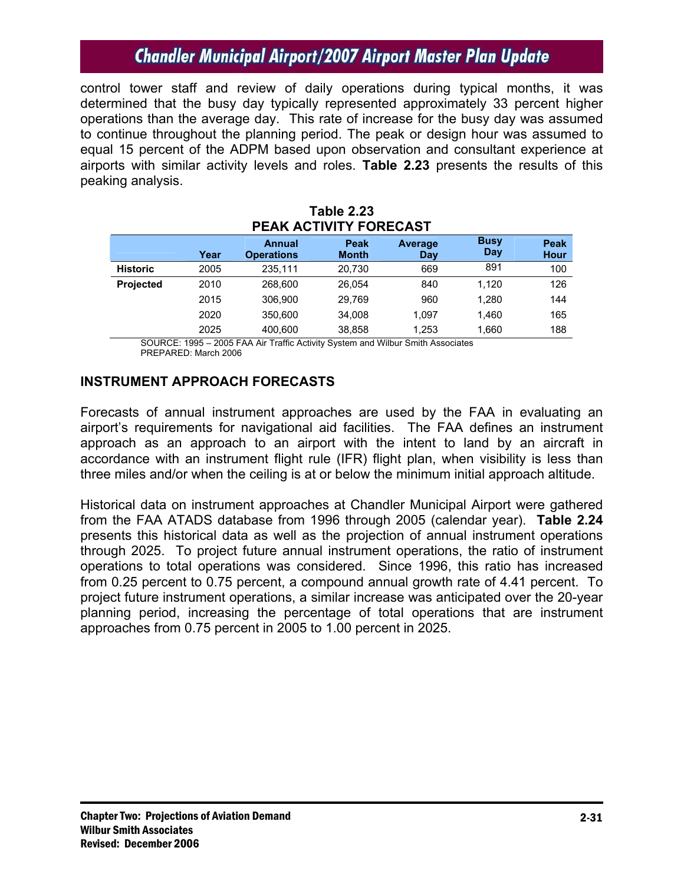control tower staff and review of daily operations during typical months, it was determined that the busy day typically represented approximately 33 percent higher operations than the average day. This rate of increase for the busy day was assumed to continue throughout the planning period. The peak or design hour was assumed to equal 15 percent of the ADPM based upon observation and consultant experience at airports with similar activity levels and roles. **Table 2.23** presents the results of this peaking analysis.

**Table 2.23**
**PEAK ACTIVITY FORECAST**

| | Year | Annual Operations | Peak Month | Average Day | Busy Day | Peak Hour |
|---|---|---|---|---|---|---|
| **Historic** | 2005 | 235,111 | 20,730 | 669 | 891 | 100 |
| **Projected** | 2010 | 268,600 | 26,054 | 840 | 1,120 | 126 |
| | 2015 | 306,900 | 29,769 | 960 | 1,280 | 144 |
| | 2020 | 350,600 | 34,008 | 1,097 | 1,460 | 165 |
| | 2025 | 400,600 | 38,858 | 1,253 | 1,660 | 188 |

SOURCE: 1995 – 2005 FAA Air Traffic Activity System and Wilbur Smith Associates
PREPARED: March 2006

## INSTRUMENT APPROACH FORECASTS

Forecasts of annual instrument approaches are used by the FAA in evaluating an airport's requirements for navigational aid facilities. The FAA defines an instrument approach as an approach to an airport with the intent to land by an aircraft in accordance with an instrument flight rule (IFR) flight plan, when visibility is less than three miles and/or when the ceiling is at or below the minimum initial approach altitude.

Historical data on instrument approaches at Chandler Municipal Airport were gathered from the FAA ATADS database from 1996 through 2005 (calendar year). **Table 2.24** presents this historical data as well as the projection of annual instrument operations through 2025. To project future annual instrument operations, the ratio of instrument operations to total operations was considered. Since 1996, this ratio has increased from 0.25 percent to 0.75 percent, a compound annual growth rate of 4.41 percent. To project future instrument operations, a similar increase was anticipated over the 20-year planning period, increasing the percentage of total operations that are instrument approaches from 0.75 percent in 2005 to 1.00 percent in 2025.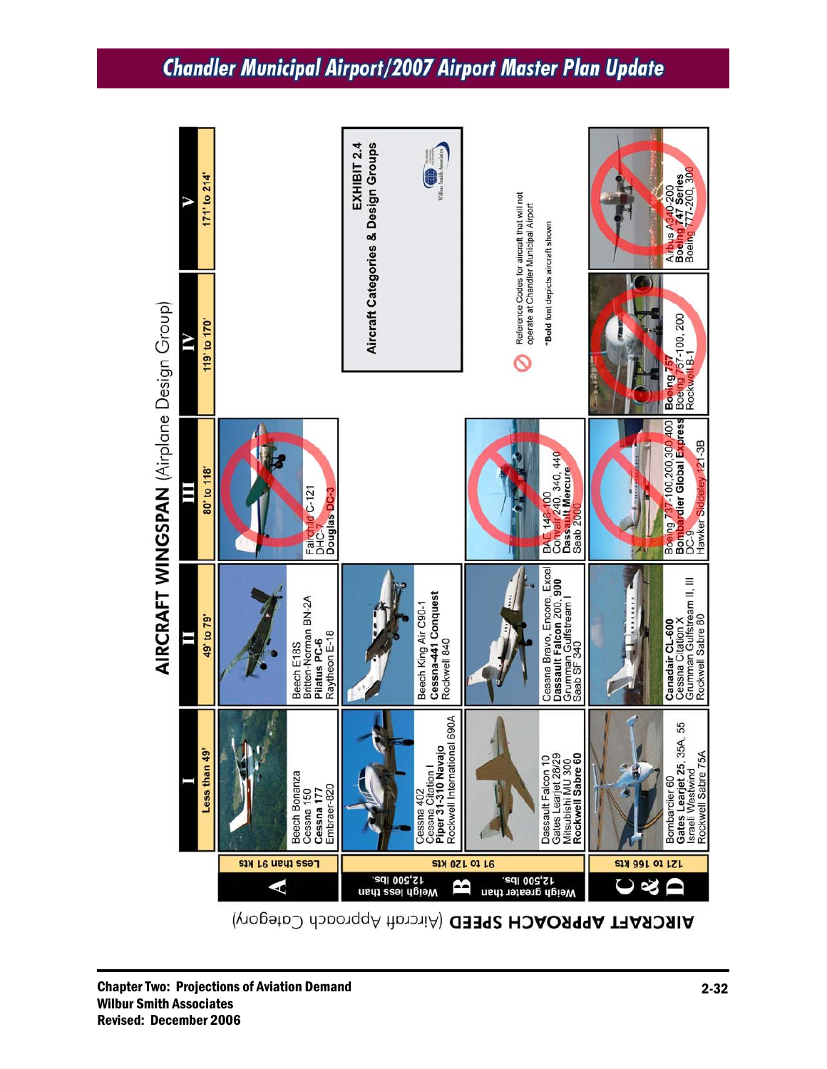## EXHIBIT 2.4

### Aircraft Categories & Design Groups

**AIRCRAFT WINGSPAN** (Airplane Design Group)

**AIRCRAFT APPROACH SPEED** (Aircraft Approach Category)

| Approach Category | I (Less than 49') | II (49' to 79') | III (80' to 118') | IV (119' to 170') | V (171' to 214') |
|---|---|---|---|---|---|
| A (Less than 91 kts) | Beech Bonanza<br>Cessna 150<br>**Cessna 177**<br>Embraer-820 | Beech E18S<br>Britten-Norman BN-2A<br>**Pilatus PC-6**<br>Raytheon E-18 | Fairchild C-121<br>DHC-7<br>**Douglas DC-3** | | |
| B (91 to 120 kts) — Weigh less than 12,500 lbs. | Cessna 402<br>Cessna Citation I<br>**Piper 31-310 Navajo**<br>Rockwell International 690A | Beech King Air C90-1<br>**Cessna-441 Conquest**<br>Rockwell 840 | | | |
| B (91 to 120 kts) — Weigh greater than 12,500 lbs. | Dassault Falcon 10<br>Gates Learjet 28/29<br>Mitsubishi MU 300<br>**Rockwell Sabre 60** | Cessna Bravo, Encore, Excel<br>**Dassault Falcon** 200, **900**<br>Grumman Gulfstream I<br>Saab SF 340 | BAE 146-100<br>Convair 240, 340, 440<br>**Dassault Mercure**<br>Saab 2000 | | |
| C & D (121 to 166 kts) | Bombardier 60<br>**Gates Learjet 25**, 35A, 55<br>Israeli Westwind<br>Rockwell Sabre 75A | **Canadair CL-600**<br>Cessna Citation X<br>Grumman Gulfstream II, III<br>Rockwell Sabre 80 | Boeing 737-100,200,300,400<br>**Bombardier Global Express**<br>DC-9<br>Hawker Siddeley 121-3B | **Boeing 757**<br>Boeing 767-100, 200<br>Rockwell B-1 | Airbus A340-200<br>**Boeing 747 Series**<br>Boeing 777-200, 300 |

⊘ Reference Codes for aircraft that will not operate at Chandler Municipal Airport

***Bold** font depicts aircraft shown*

Wilbur Smith Associates

Chapter Two: Projections of Aviation Demand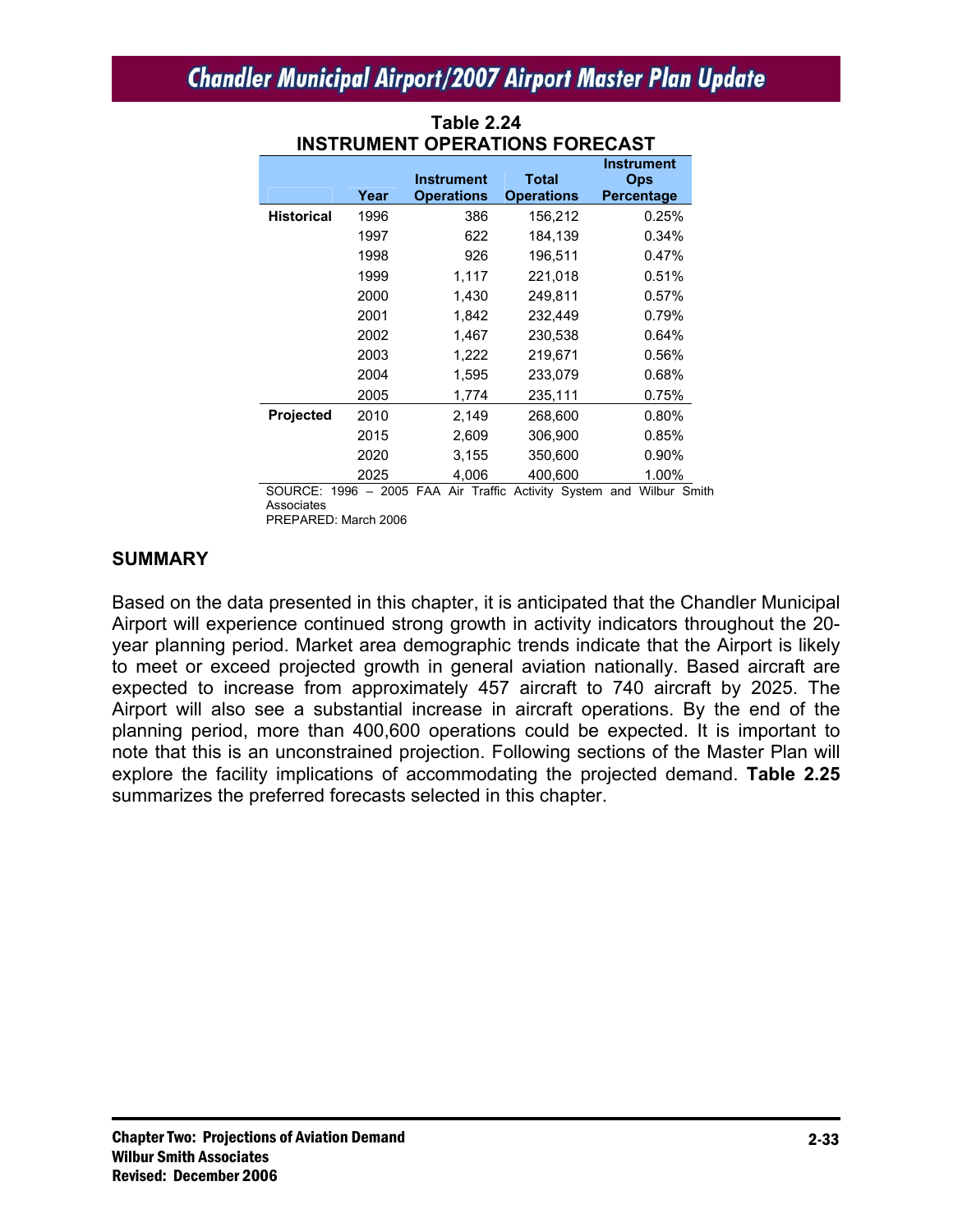**Table 2.24**
**INSTRUMENT OPERATIONS FORECAST**

| | Year | Instrument Operations | Total Operations | Instrument Ops Percentage |
|---|---|---|---|---|
| **Historical** | 1996 | 386 | 156,212 | 0.25% |
| | 1997 | 622 | 184,139 | 0.34% |
| | 1998 | 926 | 196,511 | 0.47% |
| | 1999 | 1,117 | 221,018 | 0.51% |
| | 2000 | 1,430 | 249,811 | 0.57% |
| | 2001 | 1,842 | 232,449 | 0.79% |
| | 2002 | 1,467 | 230,538 | 0.64% |
| | 2003 | 1,222 | 219,671 | 0.56% |
| | 2004 | 1,595 | 233,079 | 0.68% |
| | 2005 | 1,774 | 235,111 | 0.75% |
| **Projected** | 2010 | 2,149 | 268,600 | 0.80% |
| | 2015 | 2,609 | 306,900 | 0.85% |
| | 2020 | 3,155 | 350,600 | 0.90% |
| | 2025 | 4,006 | 400,600 | 1.00% |

SOURCE: 1996 – 2005 FAA Air Traffic Activity System and Wilbur Smith Associates
PREPARED: March 2006

## SUMMARY

Based on the data presented in this chapter, it is anticipated that the Chandler Municipal Airport will experience continued strong growth in activity indicators throughout the 20-year planning period. Market area demographic trends indicate that the Airport is likely to meet or exceed projected growth in general aviation nationally. Based aircraft are expected to increase from approximately 457 aircraft to 740 aircraft by 2025. The Airport will also see a substantial increase in aircraft operations. By the end of the planning period, more than 400,600 operations could be expected. It is important to note that this is an unconstrained projection. Following sections of the Master Plan will explore the facility implications of accommodating the projected demand. **Table 2.25** summarizes the preferred forecasts selected in this chapter.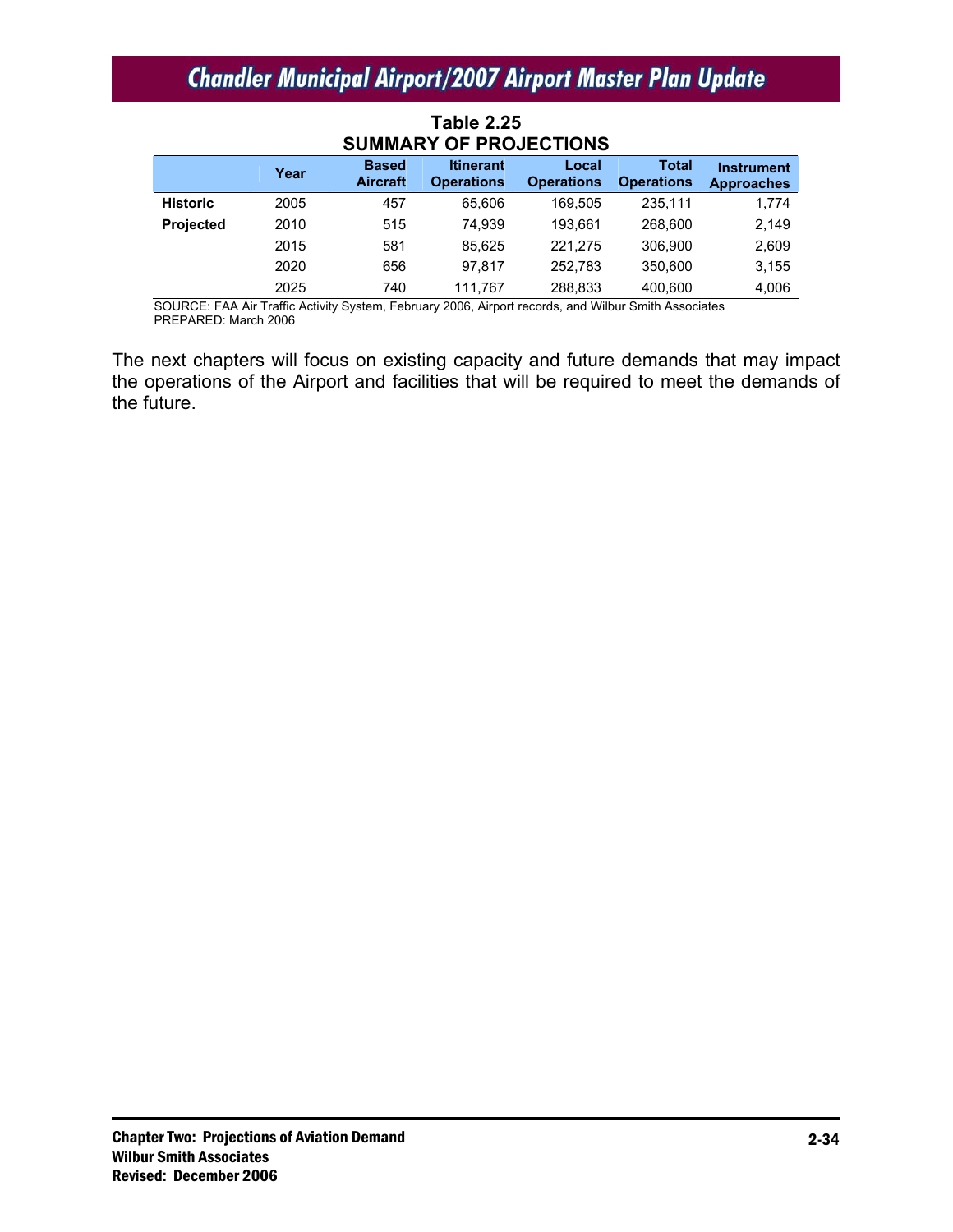**Table 2.25**
**SUMMARY OF PROJECTIONS**

| | Year | Based Aircraft | Itinerant Operations | Local Operations | Total Operations | Instrument Approaches |
|---|---|---|---|---|---|---|
| **Historic** | 2005 | 457 | 65,606 | 169,505 | 235,111 | 1,774 |
| **Projected** | 2010 | 515 | 74,939 | 193,661 | 268,600 | 2,149 |
| | 2015 | 581 | 85,625 | 221,275 | 306,900 | 2,609 |
| | 2020 | 656 | 97,817 | 252,783 | 350,600 | 3,155 |
| | 2025 | 740 | 111,767 | 288,833 | 400,600 | 4,006 |

SOURCE: FAA Air Traffic Activity System, February 2006, Airport records, and Wilbur Smith Associates
PREPARED: March 2006

The next chapters will focus on existing capacity and future demands that may impact the operations of the Airport and facilities that will be required to meet the demands of the future.